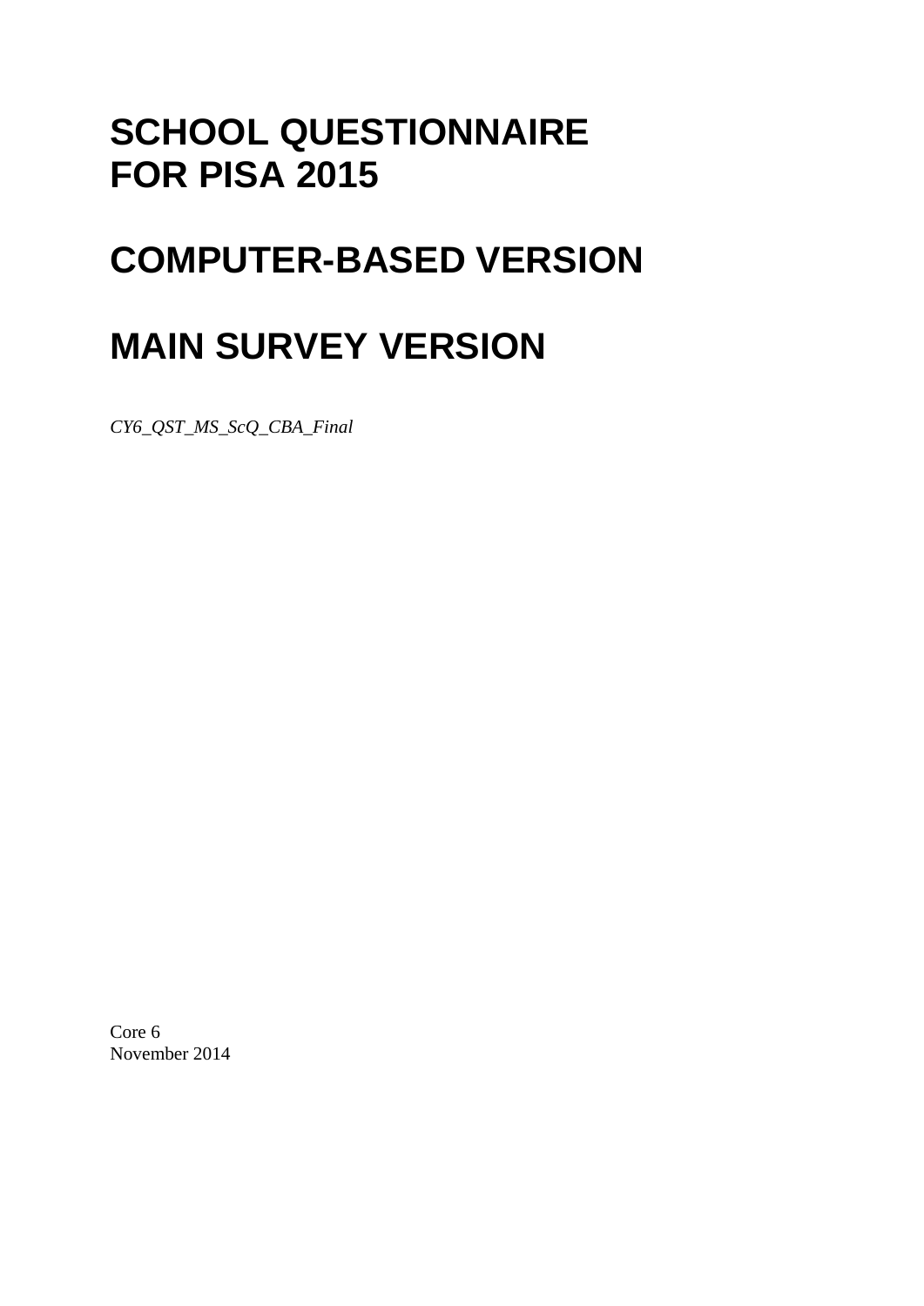# SCHOOL QUESTIONNAIRE FOR PISA 2015

# COMPUTER-BASED VERSION

# MAIN SURVEY VERSION

*CY6_QST_MS_ScQ_CBA_Final*

Core 6
November 2014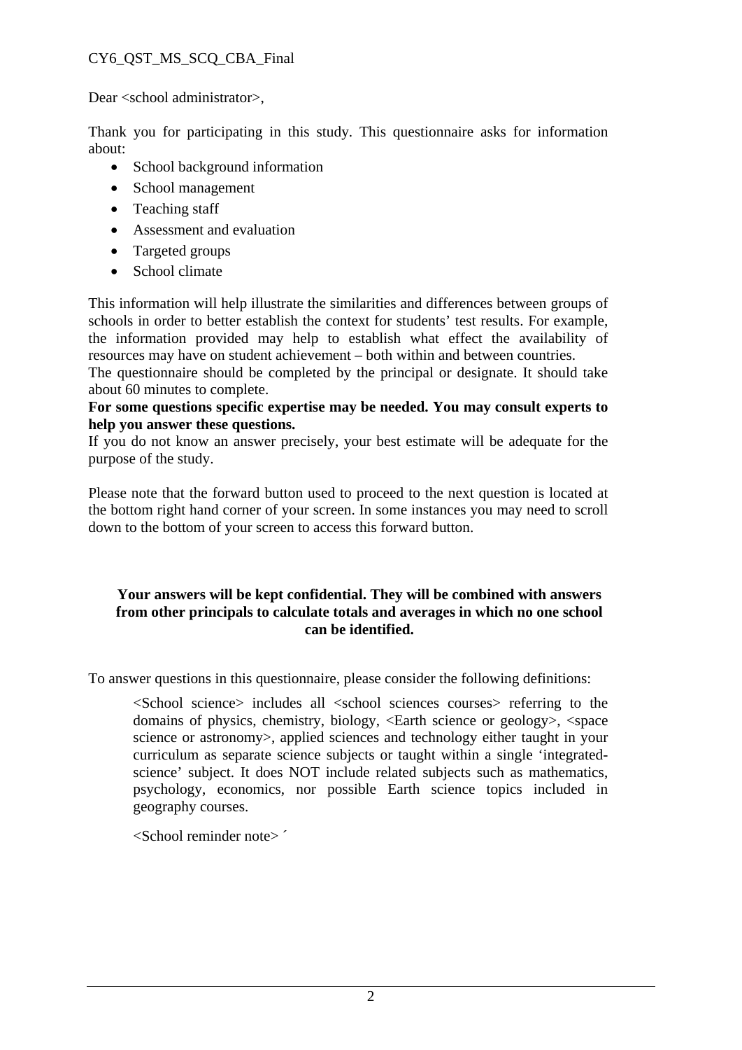Dear <school administrator>,

Thank you for participating in this study. This questionnaire asks for information about:

- School background information
- School management
- Teaching staff
- Assessment and evaluation
- Targeted groups
- School climate

This information will help illustrate the similarities and differences between groups of schools in order to better establish the context for students' test results. For example, the information provided may help to establish what effect the availability of resources may have on student achievement – both within and between countries.

The questionnaire should be completed by the principal or designate. It should take about 60 minutes to complete.

**For some questions specific expertise may be needed. You may consult experts to help you answer these questions.**

If you do not know an answer precisely, your best estimate will be adequate for the purpose of the study.

Please note that the forward button used to proceed to the next question is located at the bottom right hand corner of your screen. In some instances you may need to scroll down to the bottom of your screen to access this forward button.

**Your answers will be kept confidential. They will be combined with answers from other principals to calculate totals and averages in which no one school can be identified.**

To answer questions in this questionnaire, please consider the following definitions:

> <School science> includes all <school sciences courses> referring to the domains of physics, chemistry, biology, <Earth science or geology>, <space science or astronomy>, applied sciences and technology either taught in your curriculum as separate science subjects or taught within a single 'integrated-science' subject. It does NOT include related subjects such as mathematics, psychology, economics, nor possible Earth science topics included in geography courses.
>
> <School reminder note> ´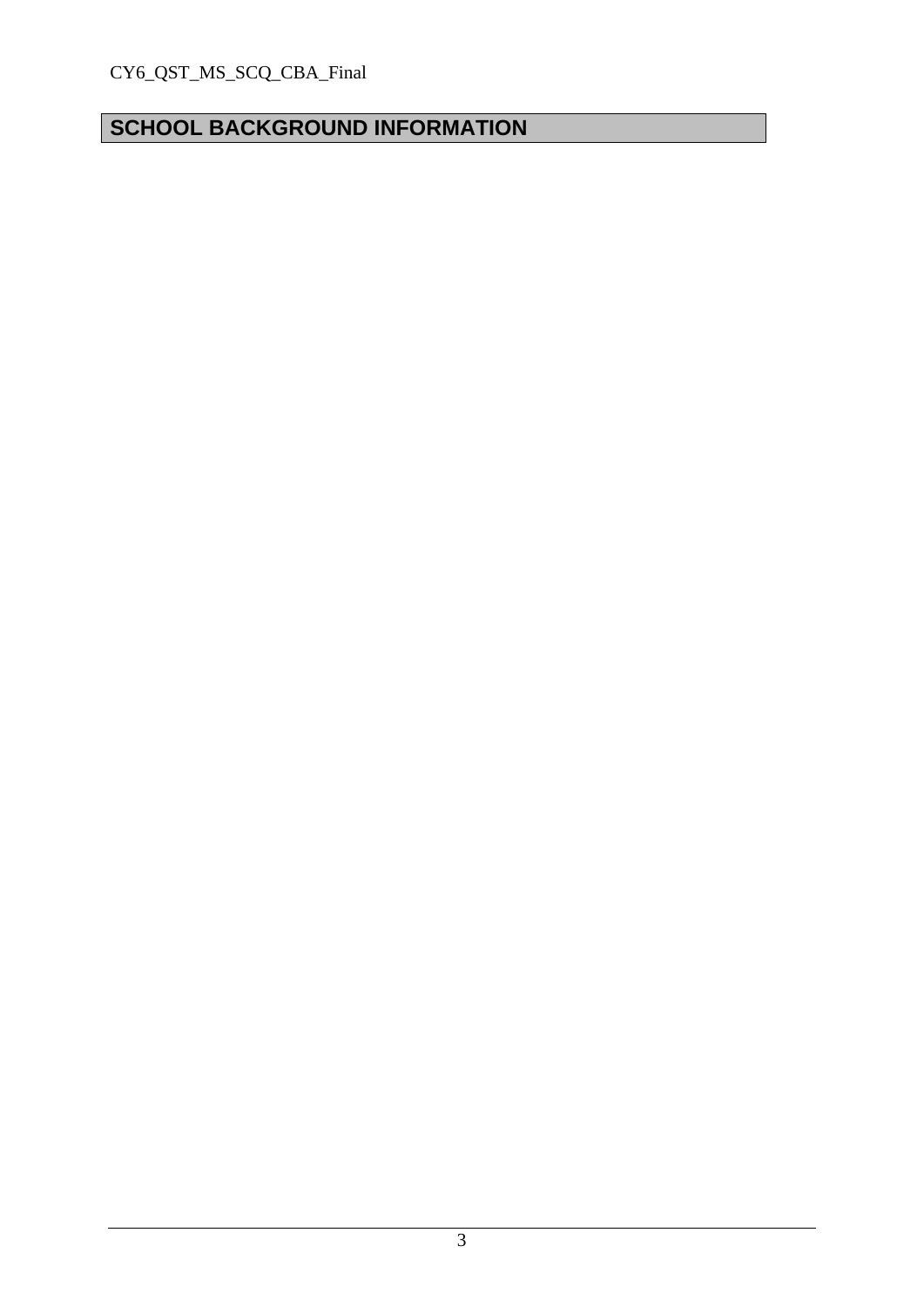# SCHOOL BACKGROUND INFORMATION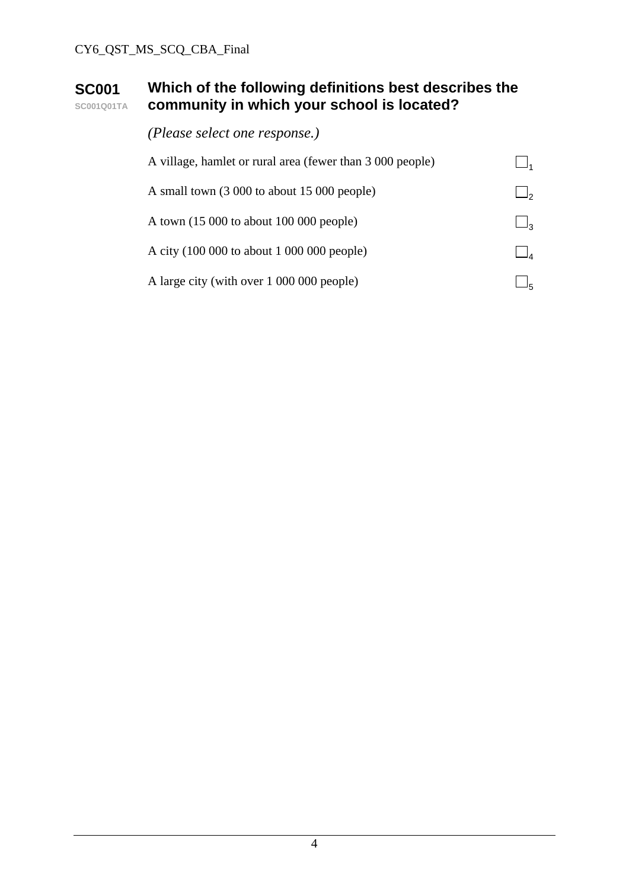**SC001** SC001Q01TA

**Which of the following definitions best describes the community in which your school is located?**

*(Please select one response.)*

| | |
|---|---|
| A village, hamlet or rural area (fewer than 3 000 people) | ☐ 1 |
| A small town (3 000 to about 15 000 people) | ☐ 2 |
| A town (15 000 to about 100 000 people) | ☐ 3 |
| A city (100 000 to about 1 000 000 people) | ☐ 4 |
| A large city (with over 1 000 000 people) | ☐ 5 |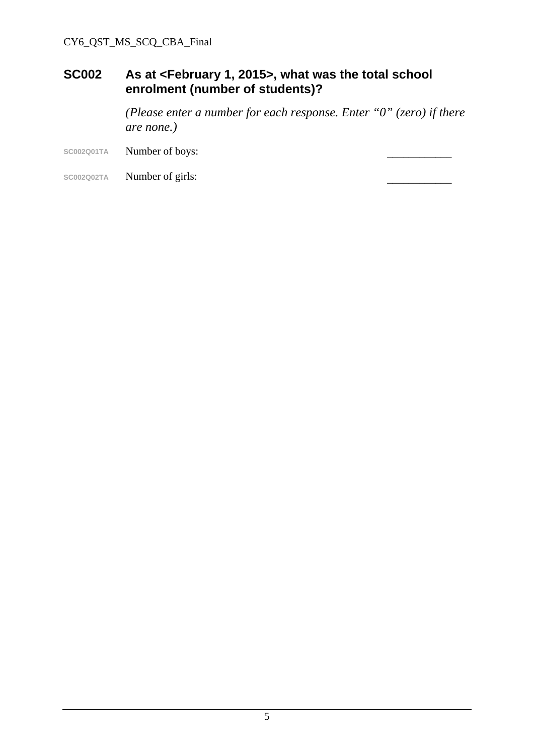## SC002 As at <February 1, 2015>, what was the total school enrolment (number of students)?

*(Please enter a number for each response. Enter "0" (zero) if there are none.)*

| | | |
|---|---|---|
| SC002Q01TA | Number of boys: | ___________ |
| SC002Q02TA | Number of girls: | ___________ |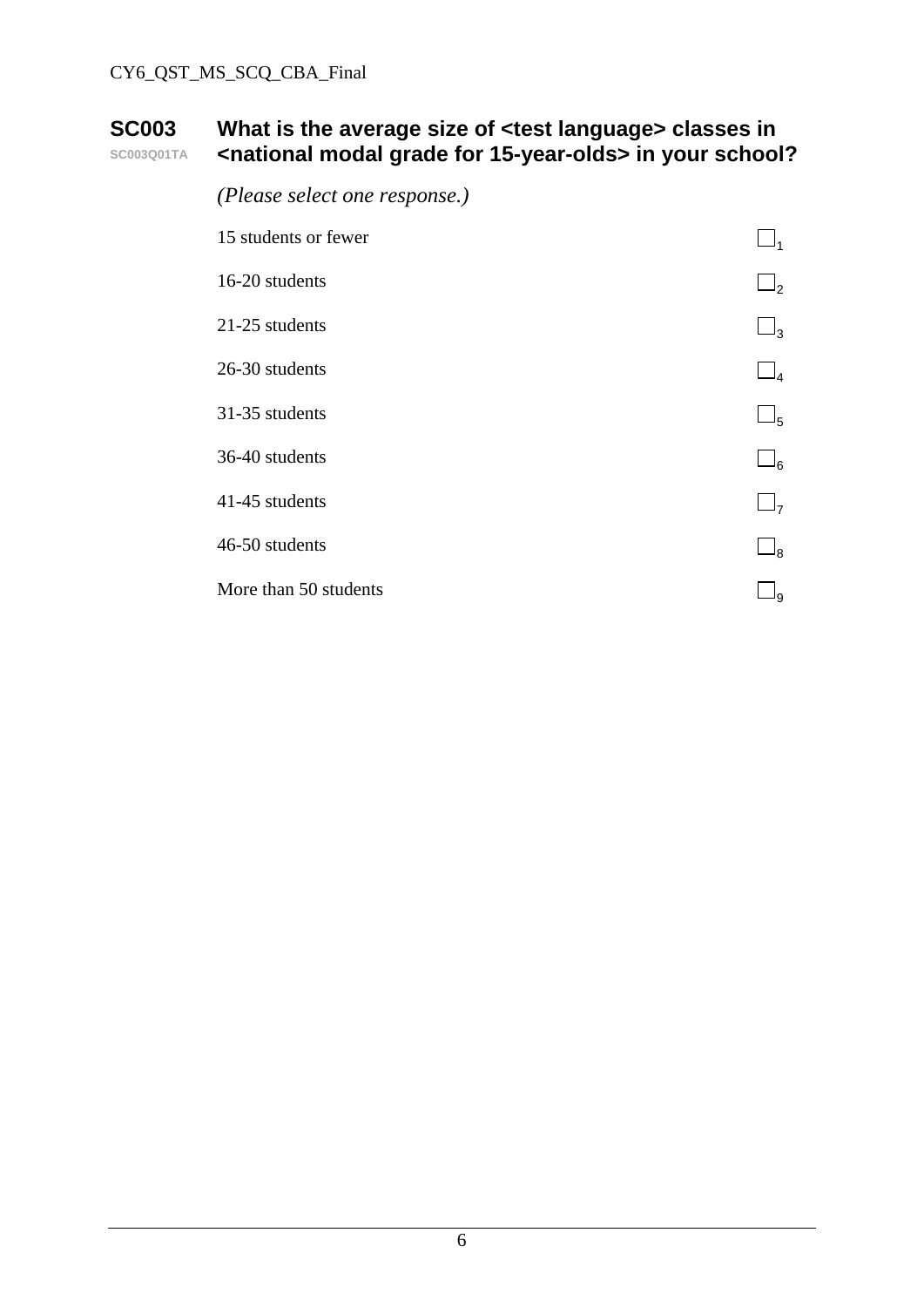## SC003 What is the average size of <test language> classes in <national modal grade for 15-year-olds> in your school?

SC003Q01TA

*(Please select one response.)*

| | |
|---|---|
| 15 students or fewer | ☐1 |
| 16-20 students | ☐2 |
| 21-25 students | ☐3 |
| 26-30 students | ☐4 |
| 31-35 students | ☐5 |
| 36-40 students | ☐6 |
| 41-45 students | ☐7 |
| 46-50 students | ☐8 |
| More than 50 students | ☐9 |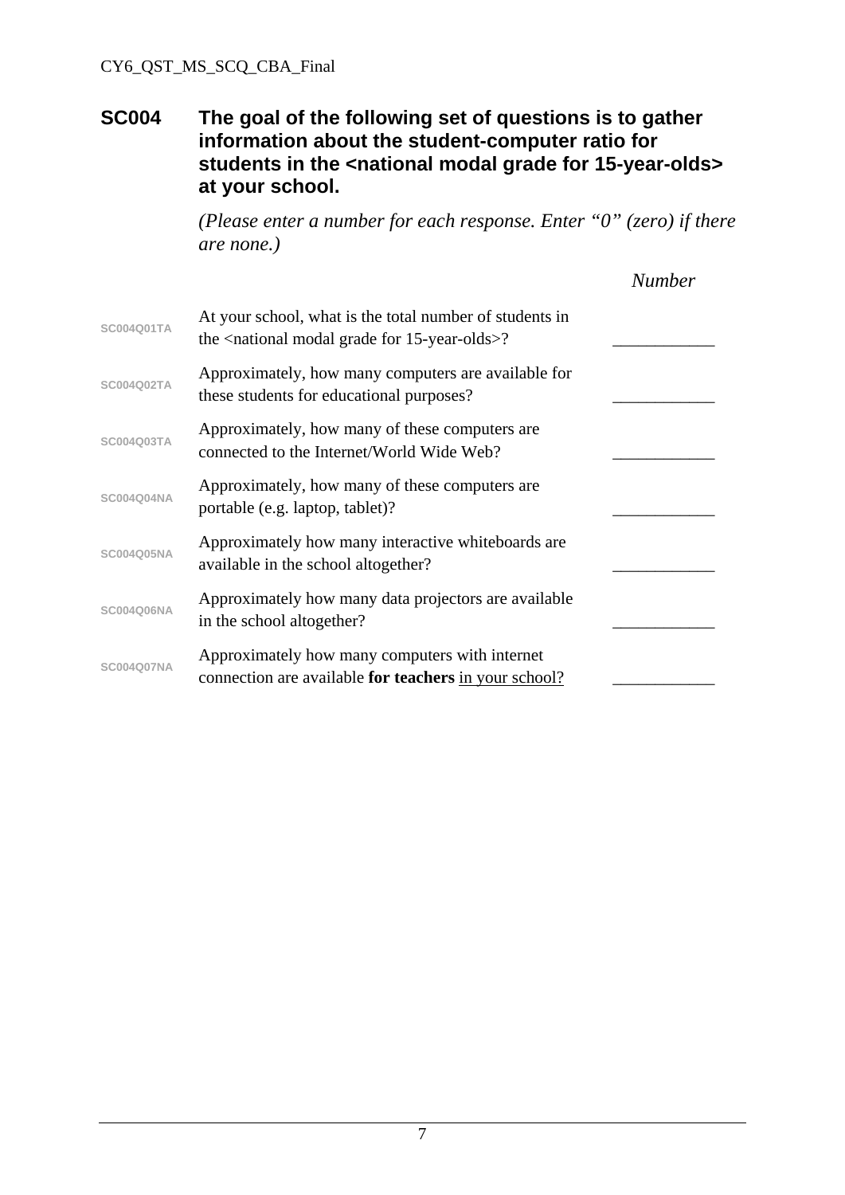## SC004 The goal of the following set of questions is to gather information about the student-computer ratio for students in the <national modal grade for 15-year-olds> at your school.

*(Please enter a number for each response. Enter "0" (zero) if there are none.)*

| | | *Number* |
|---|---|---|
| SC004Q01TA | At your school, what is the total number of students in the <national modal grade for 15-year-olds>? | ____________ |
| SC004Q02TA | Approximately, how many computers are available for these students for educational purposes? | ____________ |
| SC004Q03TA | Approximately, how many of these computers are connected to the Internet/World Wide Web? | ____________ |
| SC004Q04NA | Approximately, how many of these computers are portable (e.g. laptop, tablet)? | ____________ |
| SC004Q05NA | Approximately how many interactive whiteboards are available in the school altogether? | ____________ |
| SC004Q06NA | Approximately how many data projectors are available in the school altogether? | ____________ |
| SC004Q07NA | Approximately how many computers with internet connection are available **for teachers** <u>in your school?</u> | ____________ |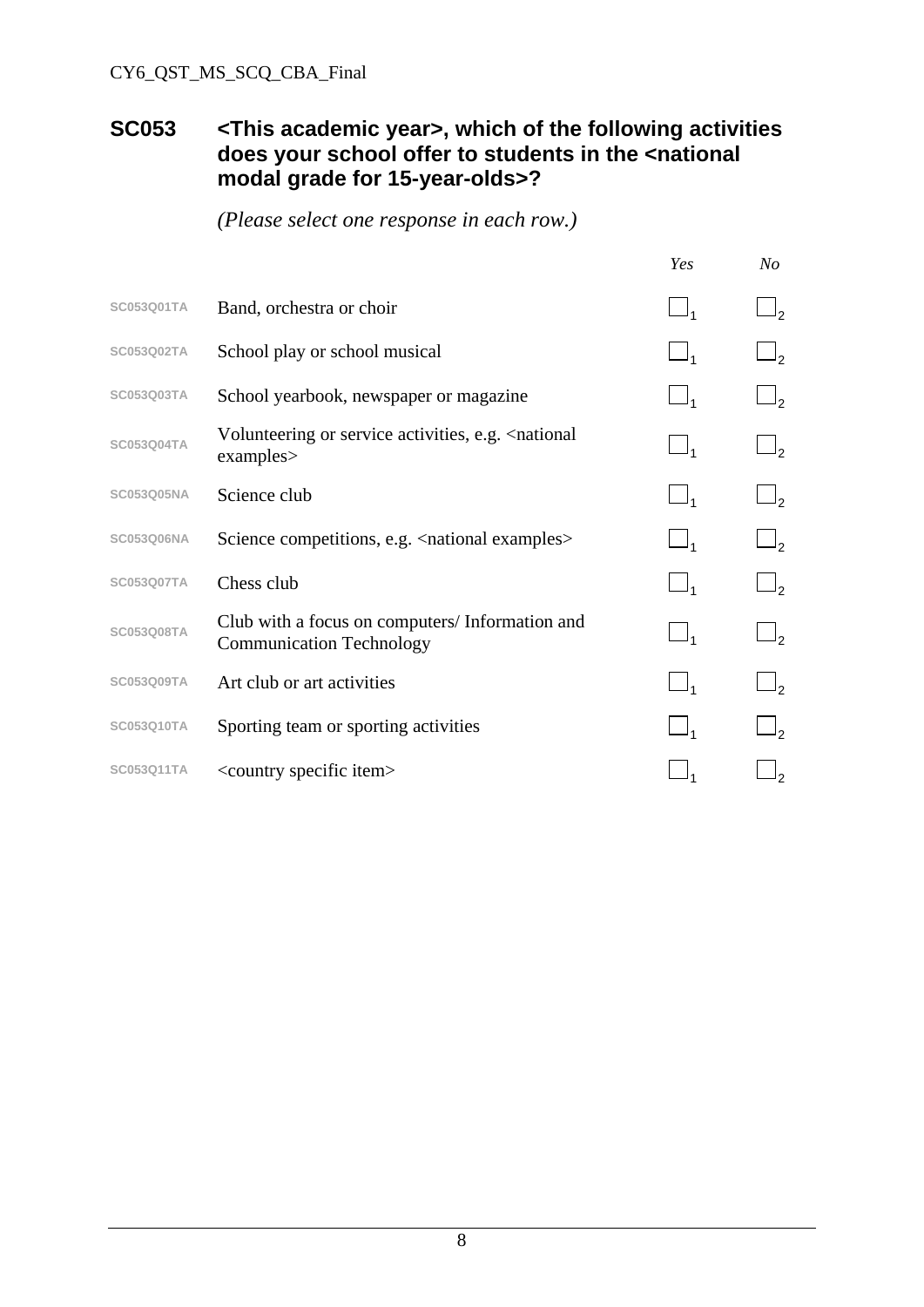## SC053 <This academic year>, which of the following activities does your school offer to students in the <national modal grade for 15-year-olds>?

*(Please select one response in each row.)*

| | | *Yes* | *No* |
|---|---|---|---|
| SC053Q01TA | Band, orchestra or choir | ☐1 | ☐2 |
| SC053Q02TA | School play or school musical | ☐1 | ☐2 |
| SC053Q03TA | School yearbook, newspaper or magazine | ☐1 | ☐2 |
| SC053Q04TA | Volunteering or service activities, e.g. <national examples> | ☐1 | ☐2 |
| SC053Q05NA | Science club | ☐1 | ☐2 |
| SC053Q06NA | Science competitions, e.g. <national examples> | ☐1 | ☐2 |
| SC053Q07TA | Chess club | ☐1 | ☐2 |
| SC053Q08TA | Club with a focus on computers/ Information and Communication Technology | ☐1 | ☐2 |
| SC053Q09TA | Art club or art activities | ☐1 | ☐2 |
| SC053Q10TA | Sporting team or sporting activities | ☐1 | ☐2 |
| SC053Q11TA | <country specific item> | ☐1 | ☐2 |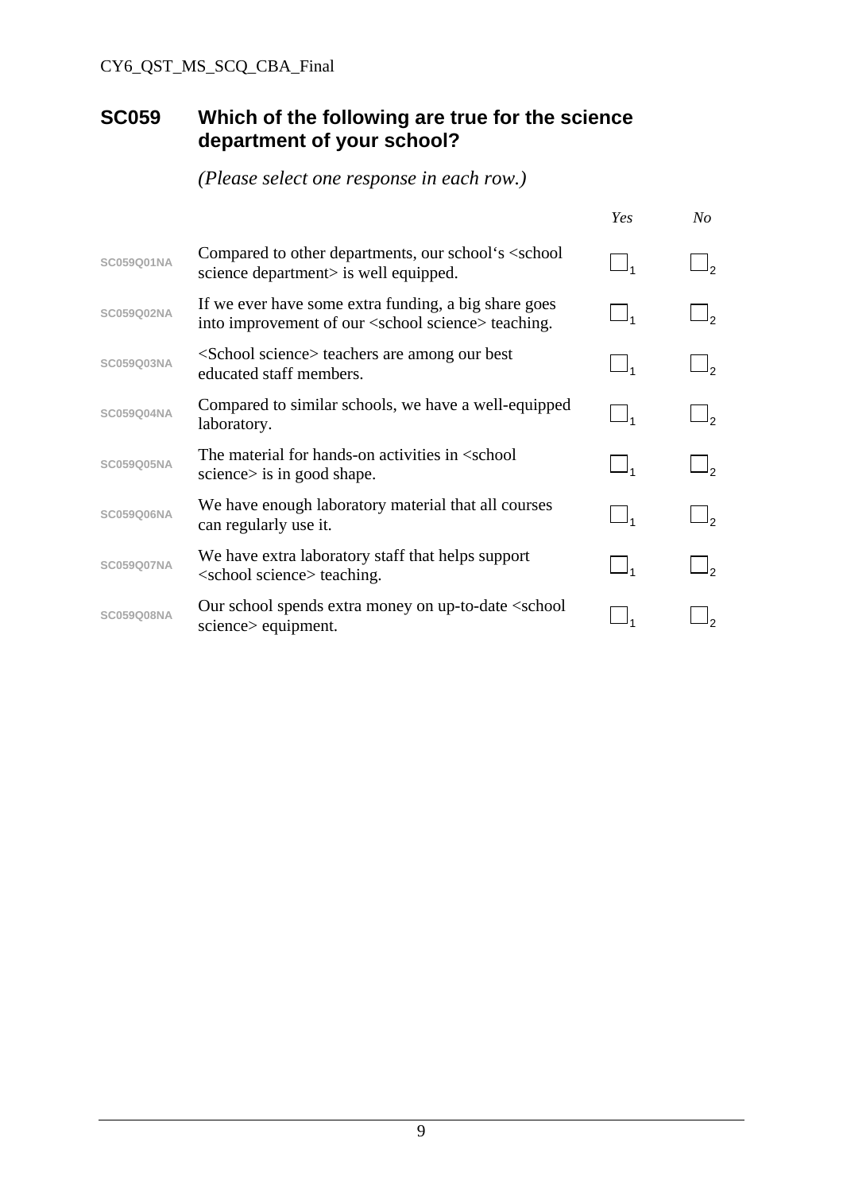## SC059 Which of the following are true for the science department of your school?

*(Please select one response in each row.)*

| | | *Yes* | *No* |
|---|---|---|---|
| SC059Q01NA | Compared to other departments, our school's <school science department> is well equipped. | ☐1 | ☐2 |
| SC059Q02NA | If we ever have some extra funding, a big share goes into improvement of our <school science> teaching. | ☐1 | ☐2 |
| SC059Q03NA | <School science> teachers are among our best educated staff members. | ☐1 | ☐2 |
| SC059Q04NA | Compared to similar schools, we have a well-equipped laboratory. | ☐1 | ☐2 |
| SC059Q05NA | The material for hands-on activities in <school science> is in good shape. | ☐1 | ☐2 |
| SC059Q06NA | We have enough laboratory material that all courses can regularly use it. | ☐1 | ☐2 |
| SC059Q07NA | We have extra laboratory staff that helps support <school science> teaching. | ☐1 | ☐2 |
| SC059Q08NA | Our school spends extra money on up-to-date <school science> equipment. | ☐1 | ☐2 |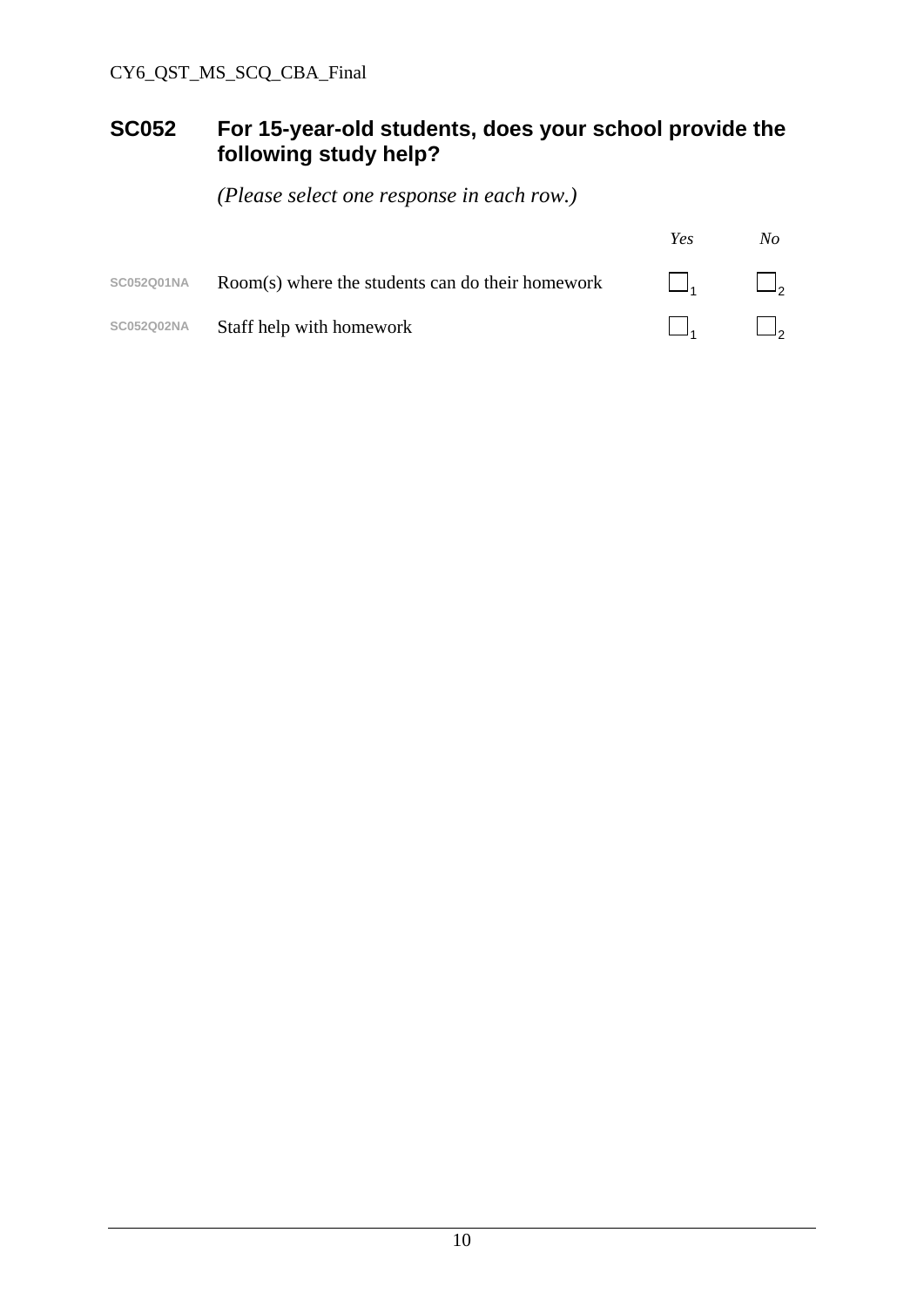## SC052 For 15-year-old students, does your school provide the following study help?

*(Please select one response in each row.)*

| | | *Yes* | *No* |
|---|---|---|---|
| SC052Q01NA | Room(s) where the students can do their homework | ☐1 | ☐2 |
| SC052Q02NA | Staff help with homework | ☐1 | ☐2 |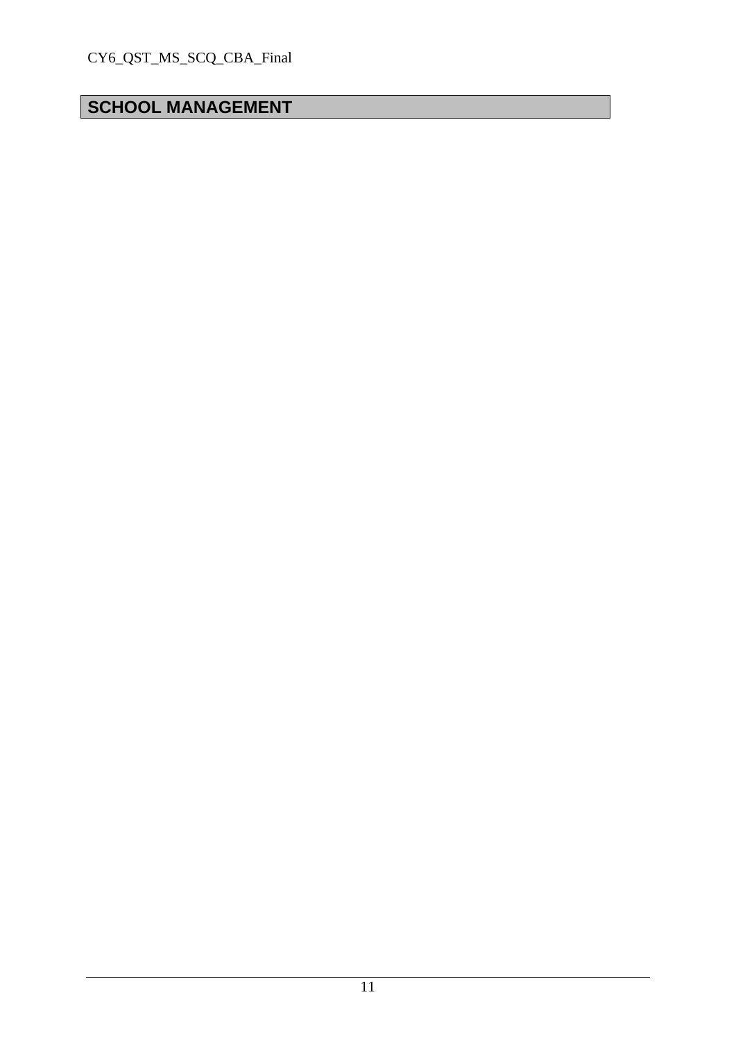# SCHOOL MANAGEMENT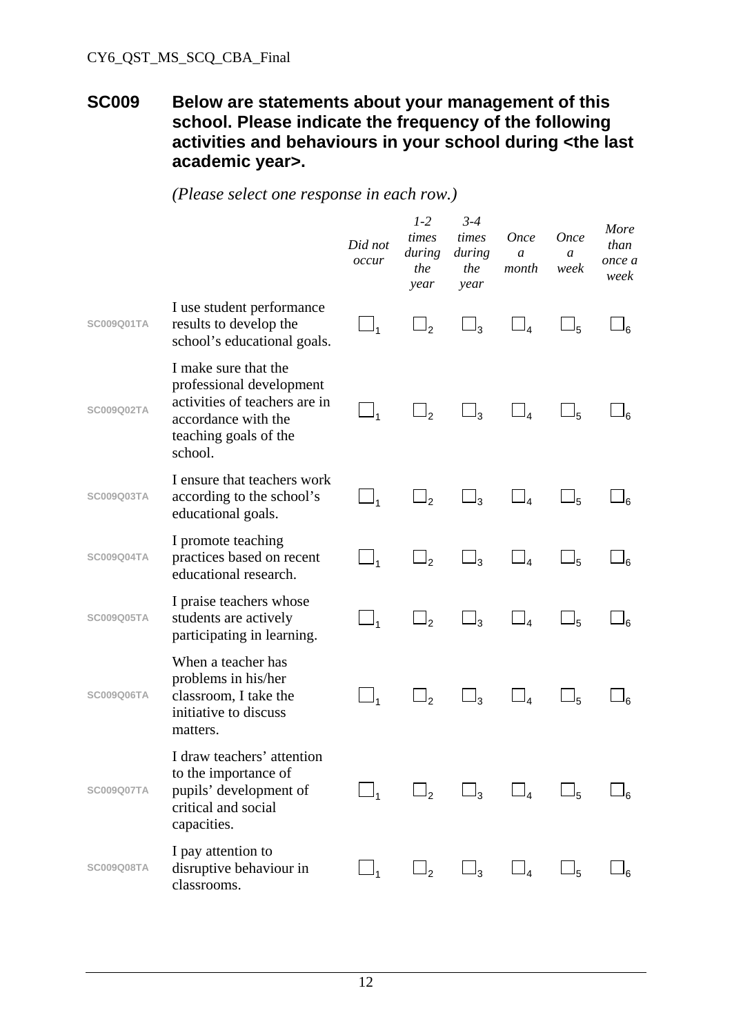**SC009 Below are statements about your management of this school. Please indicate the frequency of the following activities and behaviours in your school during <the last academic year>.**

*(Please select one response in each row.)*

| | | *Did not occur* | *1-2 times during the year* | *3-4 times during the year* | *Once a month* | *Once a week* | *More than once a week* |
|---|---|---|---|---|---|---|---|
| SC009Q01TA | I use student performance results to develop the school's educational goals. | ☐1 | ☐2 | ☐3 | ☐4 | ☐5 | ☐6 |
| SC009Q02TA | I make sure that the professional development activities of teachers are in accordance with the teaching goals of the school. | ☐1 | ☐2 | ☐3 | ☐4 | ☐5 | ☐6 |
| SC009Q03TA | I ensure that teachers work according to the school's educational goals. | ☐1 | ☐2 | ☐3 | ☐4 | ☐5 | ☐6 |
| SC009Q04TA | I promote teaching practices based on recent educational research. | ☐1 | ☐2 | ☐3 | ☐4 | ☐5 | ☐6 |
| SC009Q05TA | I praise teachers whose students are actively participating in learning. | ☐1 | ☐2 | ☐3 | ☐4 | ☐5 | ☐6 |
| SC009Q06TA | When a teacher has problems in his/her classroom, I take the initiative to discuss matters. | ☐1 | ☐2 | ☐3 | ☐4 | ☐5 | ☐6 |
| SC009Q07TA | I draw teachers' attention to the importance of pupils' development of critical and social capacities. | ☐1 | ☐2 | ☐3 | ☐4 | ☐5 | ☐6 |
| SC009Q08TA | I pay attention to disruptive behaviour in classrooms. | ☐1 | ☐2 | ☐3 | ☐4 | ☐5 | ☐6 |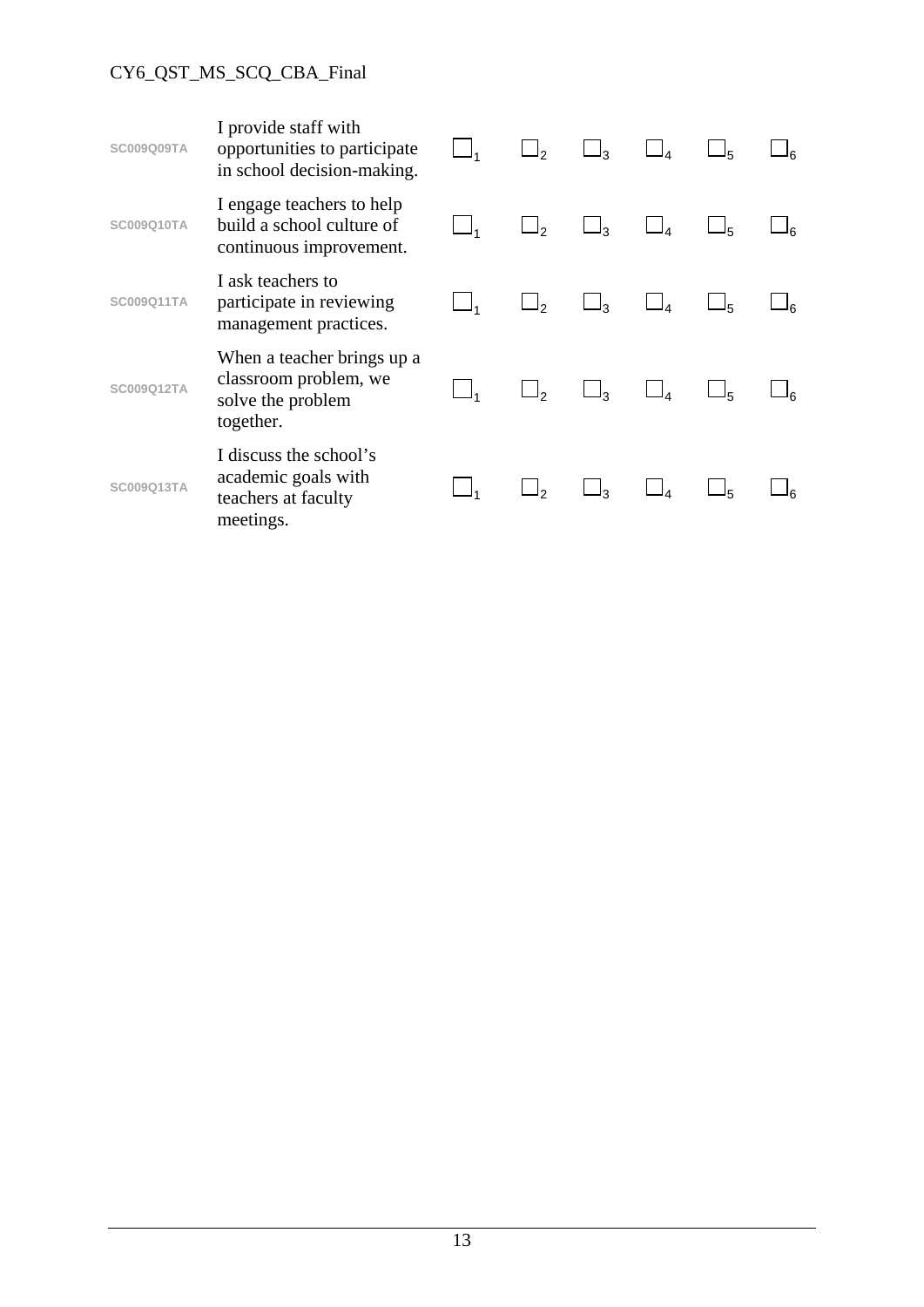| | | | | | | | |
|---|---|---|---|---|---|---|---|
| SC009Q09TA | I provide staff with opportunities to participate in school decision-making. | ☐1 | ☐2 | ☐3 | ☐4 | ☐5 | ☐6 |
| SC009Q10TA | I engage teachers to help build a school culture of continuous improvement. | ☐1 | ☐2 | ☐3 | ☐4 | ☐5 | ☐6 |
| SC009Q11TA | I ask teachers to participate in reviewing management practices. | ☐1 | ☐2 | ☐3 | ☐4 | ☐5 | ☐6 |
| SC009Q12TA | When a teacher brings up a classroom problem, we solve the problem together. | ☐1 | ☐2 | ☐3 | ☐4 | ☐5 | ☐6 |
| SC009Q13TA | I discuss the school's academic goals with teachers at faculty meetings. | ☐1 | ☐2 | ☐3 | ☐4 | ☐5 | ☐6 |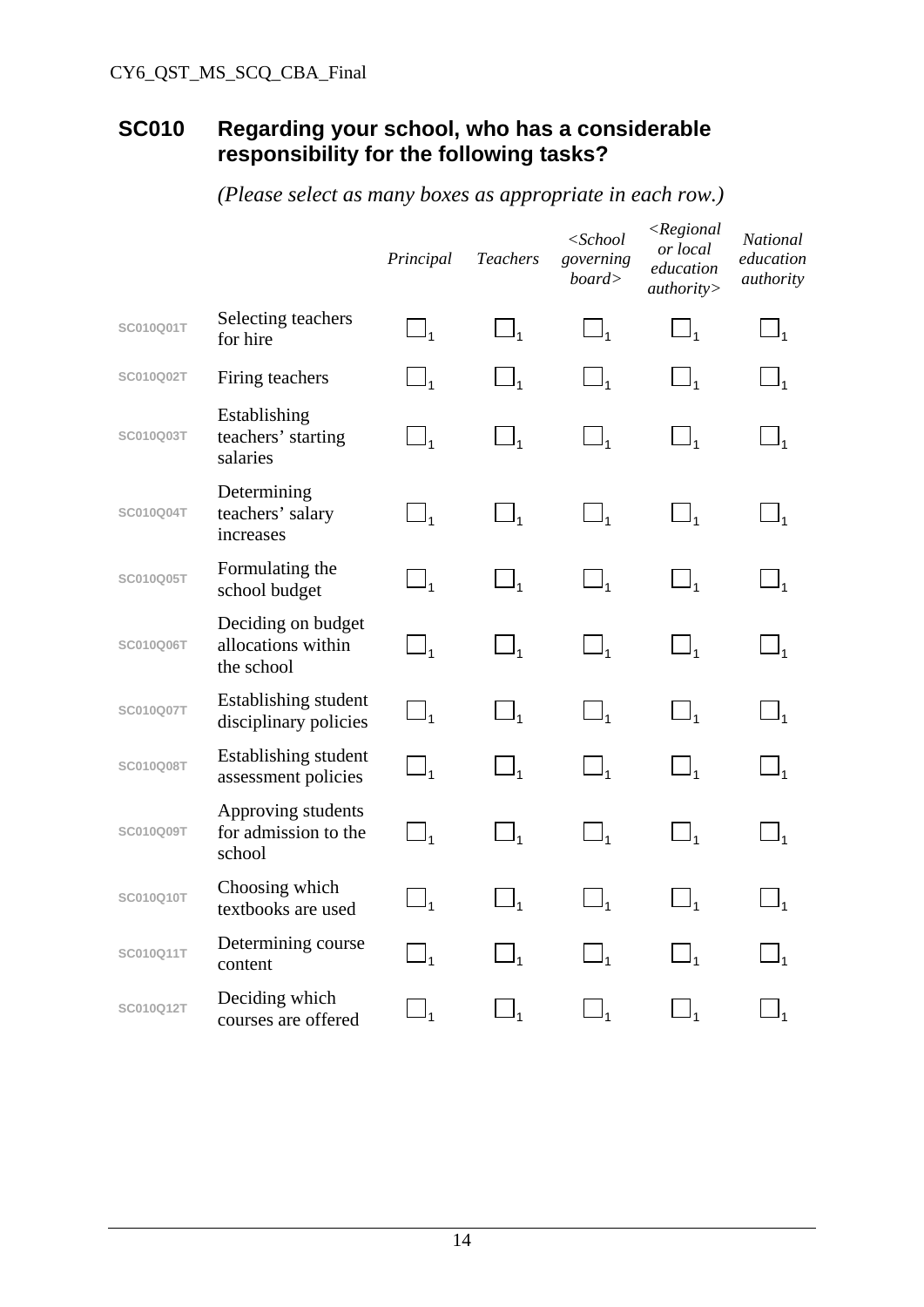## SC010 Regarding your school, who has a considerable responsibility for the following tasks?

*(Please select as many boxes as appropriate in each row.)*

| | | *Principal* | *Teachers* | *<School governing board>* | *<Regional or local education authority>* | *National education authority* |
|---|---|---|---|---|---|---|
| SC010Q01T | Selecting teachers for hire | ☐1 | ☐1 | ☐1 | ☐1 | ☐1 |
| SC010Q02T | Firing teachers | ☐1 | ☐1 | ☐1 | ☐1 | ☐1 |
| SC010Q03T | Establishing teachers' starting salaries | ☐1 | ☐1 | ☐1 | ☐1 | ☐1 |
| SC010Q04T | Determining teachers' salary increases | ☐1 | ☐1 | ☐1 | ☐1 | ☐1 |
| SC010Q05T | Formulating the school budget | ☐1 | ☐1 | ☐1 | ☐1 | ☐1 |
| SC010Q06T | Deciding on budget allocations within the school | ☐1 | ☐1 | ☐1 | ☐1 | ☐1 |
| SC010Q07T | Establishing student disciplinary policies | ☐1 | ☐1 | ☐1 | ☐1 | ☐1 |
| SC010Q08T | Establishing student assessment policies | ☐1 | ☐1 | ☐1 | ☐1 | ☐1 |
| SC010Q09T | Approving students for admission to the school | ☐1 | ☐1 | ☐1 | ☐1 | ☐1 |
| SC010Q10T | Choosing which textbooks are used | ☐1 | ☐1 | ☐1 | ☐1 | ☐1 |
| SC010Q11T | Determining course content | ☐1 | ☐1 | ☐1 | ☐1 | ☐1 |
| SC010Q12T | Deciding which courses are offered | ☐1 | ☐1 | ☐1 | ☐1 | ☐1 |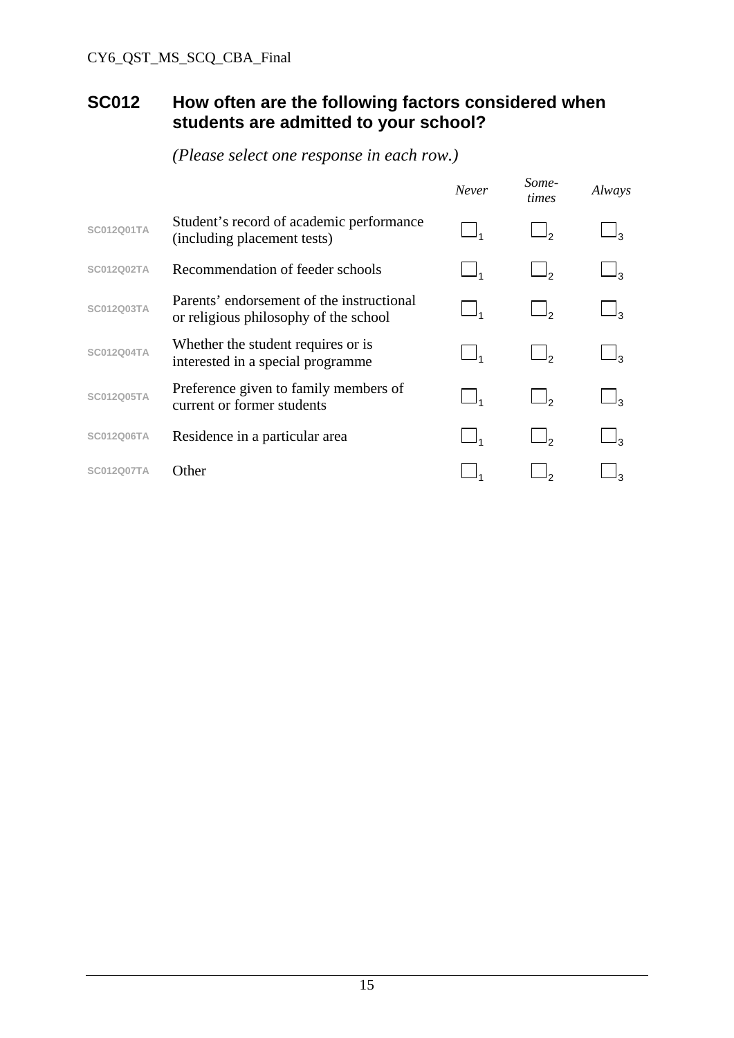## SC012 How often are the following factors considered when students are admitted to your school?

*(Please select one response in each row.)*

| | | *Never* | *Some-times* | *Always* |
|---|---|---|---|---|
| SC012Q01TA | Student's record of academic performance (including placement tests) | ☐1 | ☐2 | ☐3 |
| SC012Q02TA | Recommendation of feeder schools | ☐1 | ☐2 | ☐3 |
| SC012Q03TA | Parents' endorsement of the instructional or religious philosophy of the school | ☐1 | ☐2 | ☐3 |
| SC012Q04TA | Whether the student requires or is interested in a special programme | ☐1 | ☐2 | ☐3 |
| SC012Q05TA | Preference given to family members of current or former students | ☐1 | ☐2 | ☐3 |
| SC012Q06TA | Residence in a particular area | ☐1 | ☐2 | ☐3 |
| SC012Q07TA | Other | ☐1 | ☐2 | ☐3 |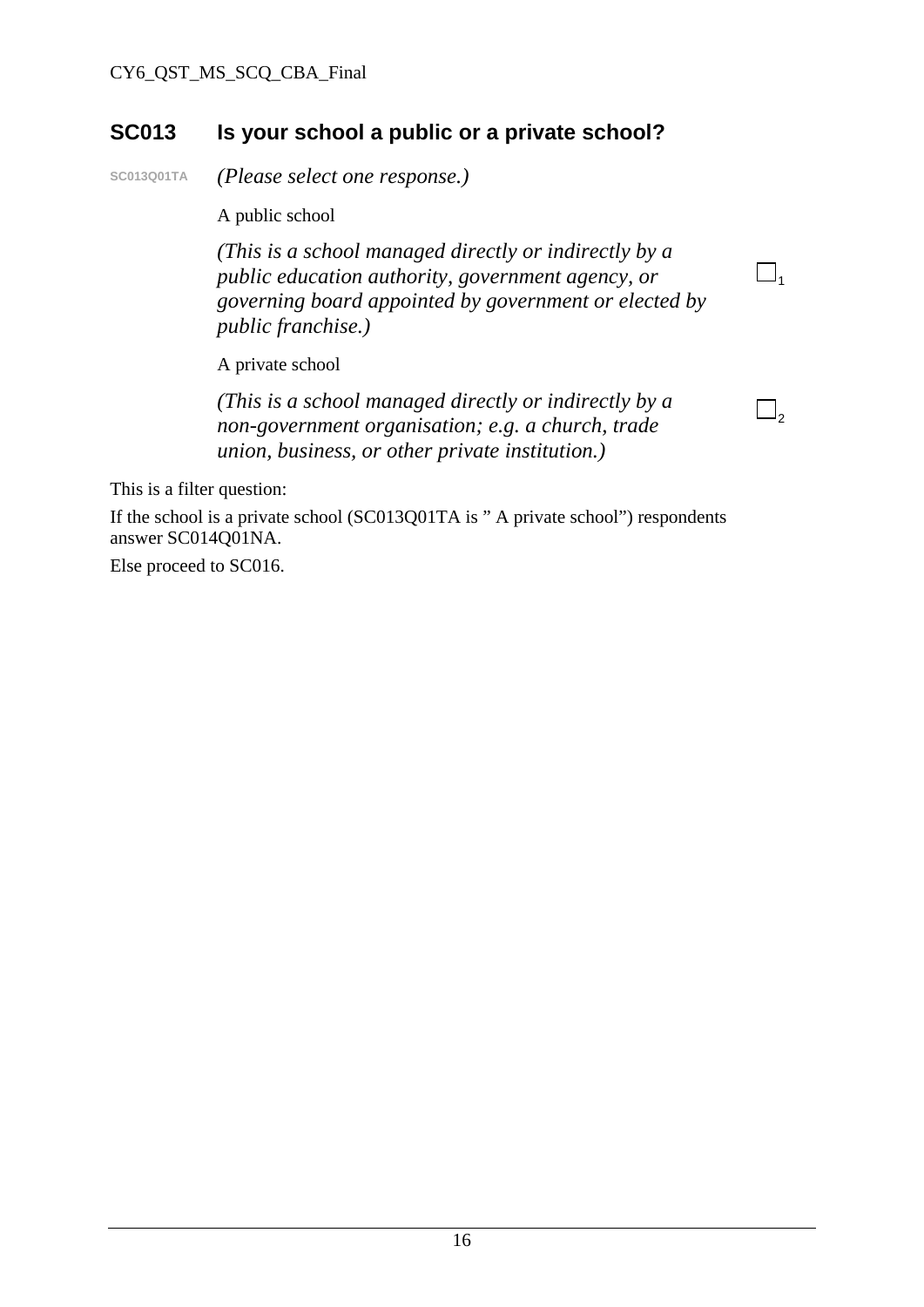## SC013 Is your school a public or a private school?

SC013Q01TA *(Please select one response.)*

| | |
|---|---|
| A public school<br>*(This is a school managed directly or indirectly by a public education authority, government agency, or governing board appointed by government or elected by public franchise.)* | ☐ 1 |
| A private school<br>*(This is a school managed directly or indirectly by a non-government organisation; e.g. a church, trade union, business, or other private institution.)* | ☐ 2 |

This is a filter question:

If the school is a private school (SC013Q01TA is " A private school") respondents answer SC014Q01NA.

Else proceed to SC016.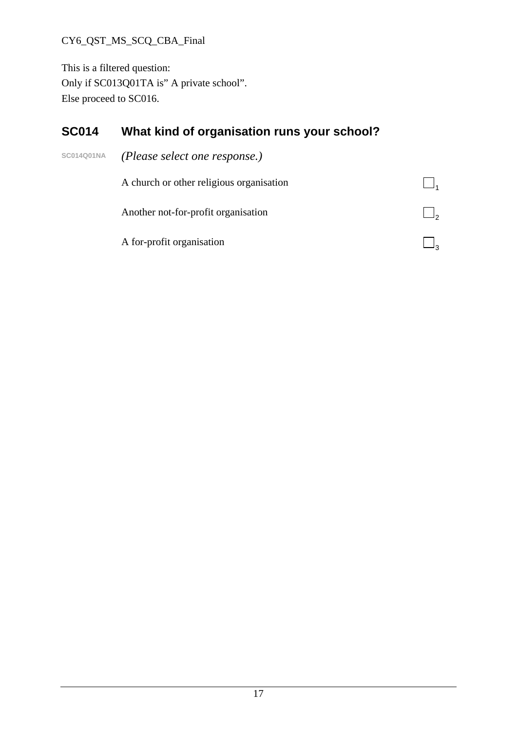This is a filtered question:
Only if SC013Q01TA is" A private school".
Else proceed to SC016.

## SC014 What kind of organisation runs your school?

SC014Q01NA *(Please select one response.)*

| | |
|---|---|
| A church or other religious organisation | ☐ 1 |
| Another not-for-profit organisation | ☐ 2 |
| A for-profit organisation | ☐ 3 |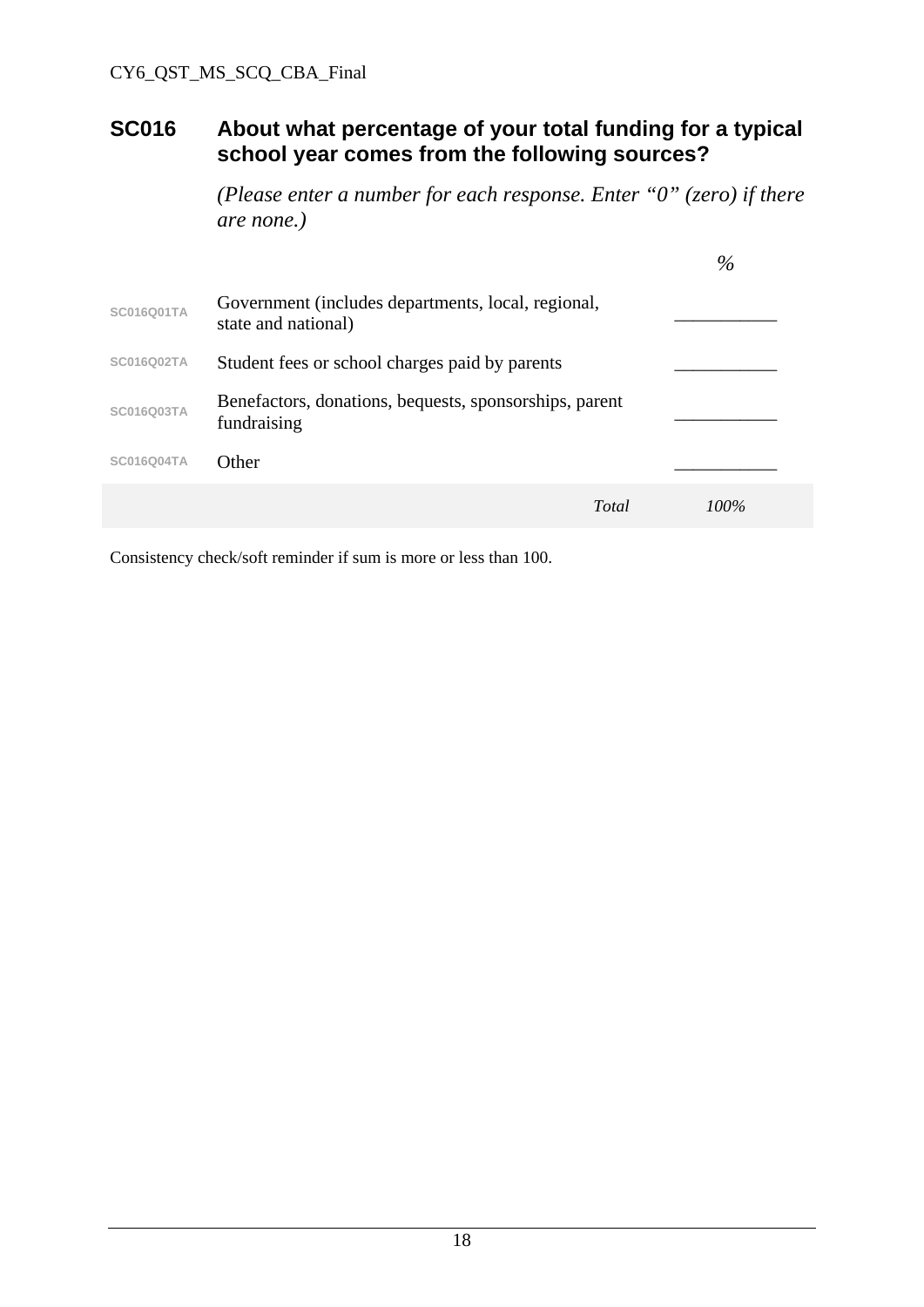## SC016 About what percentage of your total funding for a typical school year comes from the following sources?

*(Please enter a number for each response. Enter "0" (zero) if there are none.)*

| | | *%* |
|---|---|---|
| SC016Q01TA | Government (includes departments, local, regional, state and national) | ___________ |
| SC016Q02TA | Student fees or school charges paid by parents | ___________ |
| SC016Q03TA | Benefactors, donations, bequests, sponsorships, parent fundraising | ___________ |
| SC016Q04TA | Other | ___________ |
| | *Total* | *100%* |

Consistency check/soft reminder if sum is more or less than 100.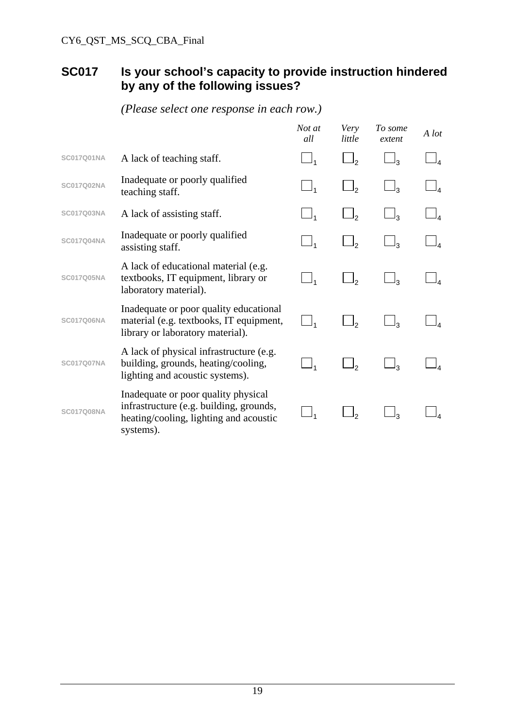## SC017 Is your school's capacity to provide instruction hindered by any of the following issues?

*(Please select one response in each row.)*

| | | *Not at all* | *Very little* | *To some extent* | *A lot* |
|---|---|---|---|---|---|
| SC017Q01NA | A lack of teaching staff. | ☐1 | ☐2 | ☐3 | ☐4 |
| SC017Q02NA | Inadequate or poorly qualified teaching staff. | ☐1 | ☐2 | ☐3 | ☐4 |
| SC017Q03NA | A lack of assisting staff. | ☐1 | ☐2 | ☐3 | ☐4 |
| SC017Q04NA | Inadequate or poorly qualified assisting staff. | ☐1 | ☐2 | ☐3 | ☐4 |
| SC017Q05NA | A lack of educational material (e.g. textbooks, IT equipment, library or laboratory material). | ☐1 | ☐2 | ☐3 | ☐4 |
| SC017Q06NA | Inadequate or poor quality educational material (e.g. textbooks, IT equipment, library or laboratory material). | ☐1 | ☐2 | ☐3 | ☐4 |
| SC017Q07NA | A lack of physical infrastructure (e.g. building, grounds, heating/cooling, lighting and acoustic systems). | ☐1 | ☐2 | ☐3 | ☐4 |
| SC017Q08NA | Inadequate or poor quality physical infrastructure (e.g. building, grounds, heating/cooling, lighting and acoustic systems). | ☐1 | ☐2 | ☐3 | ☐4 |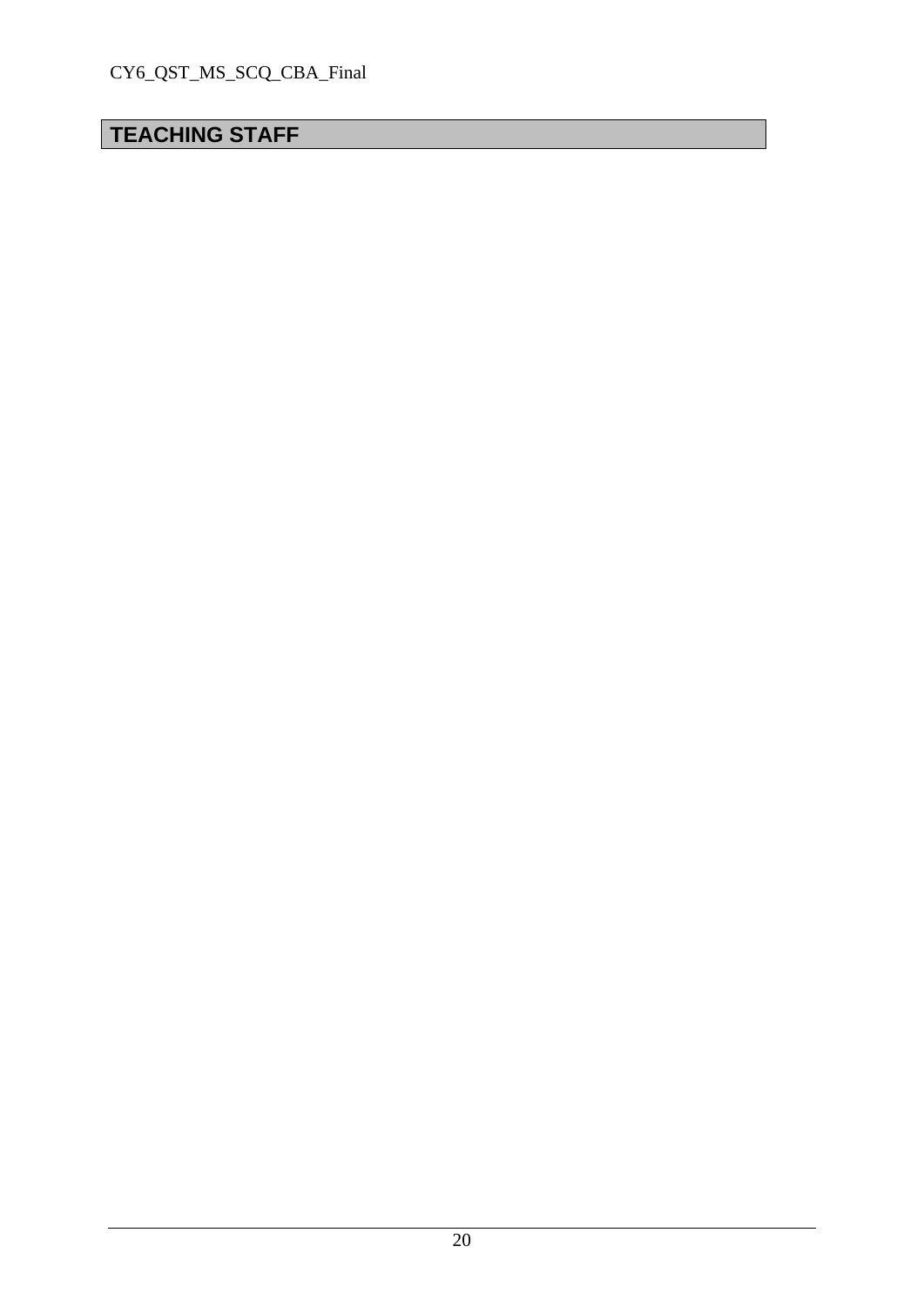## TEACHING STAFF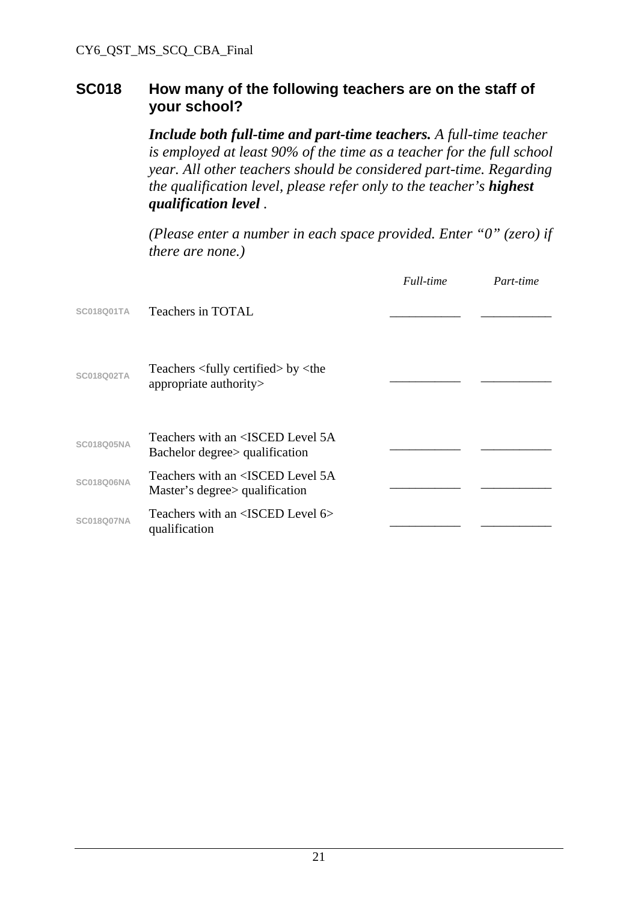## SC018 How many of the following teachers are on the staff of your school?

***Include both full-time and part-time teachers.*** *A full-time teacher is employed at least 90% of the time as a teacher for the full school year. All other teachers should be considered part-time. Regarding the qualification level, please refer only to the teacher's* ***highest qualification level*** *.*

*(Please enter a number in each space provided. Enter "0" (zero) if there are none.)*

| | | *Full-time* | *Part-time* |
|---|---|---|---|
| SC018Q01TA | Teachers in TOTAL | ___________ | ___________ |
| SC018Q02TA | Teachers <fully certified> by <the appropriate authority> | ___________ | ___________ |
| SC018Q05NA | Teachers with an <ISCED Level 5A Bachelor degree> qualification | ___________ | ___________ |
| SC018Q06NA | Teachers with an <ISCED Level 5A Master's degree> qualification | ___________ | ___________ |
| SC018Q07NA | Teachers with an <ISCED Level 6> qualification | ___________ | ___________ |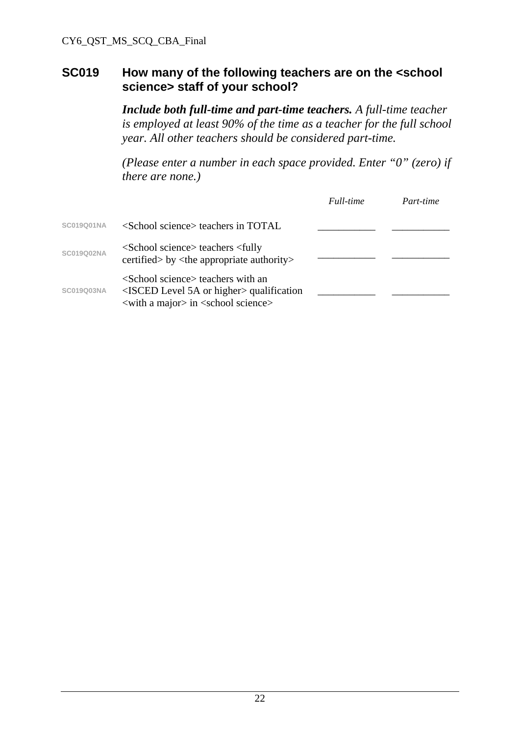## SC019 How many of the following teachers are on the <school science> staff of your school?

***Include both full-time and part-time teachers.*** *A full-time teacher is employed at least 90% of the time as a teacher for the full school year. All other teachers should be considered part-time.*

*(Please enter a number in each space provided. Enter "0" (zero) if there are none.)*

| | | *Full-time* | *Part-time* |
|---|---|---|---|
| SC019Q01NA | <School science> teachers in TOTAL | ___________ | ___________ |
| SC019Q02NA | <School science> teachers <fully certified> by <the appropriate authority> | ___________ | ___________ |
| SC019Q03NA | <School science> teachers with an <ISCED Level 5A or higher> qualification <with a major> in <school science> | ___________ | ___________ |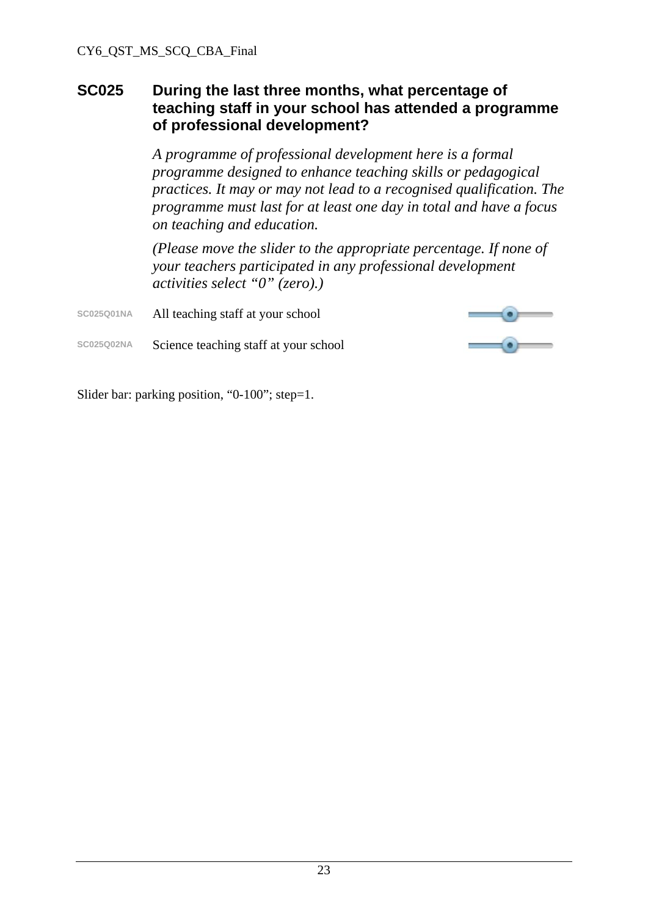## SC025 During the last three months, what percentage of teaching staff in your school has attended a programme of professional development?

*A programme of professional development here is a formal programme designed to enhance teaching skills or pedagogical practices. It may or may not lead to a recognised qualification. The programme must last for at least one day in total and have a focus on teaching and education.*

*(Please move the slider to the appropriate percentage. If none of your teachers participated in any professional development activities select "0" (zero).)*

| | | |
|---|---|---|
| SC025Q01NA | All teaching staff at your school | [slider] |
| SC025Q02NA | Science teaching staff at your school | [slider] |

Slider bar: parking position, "0-100"; step=1.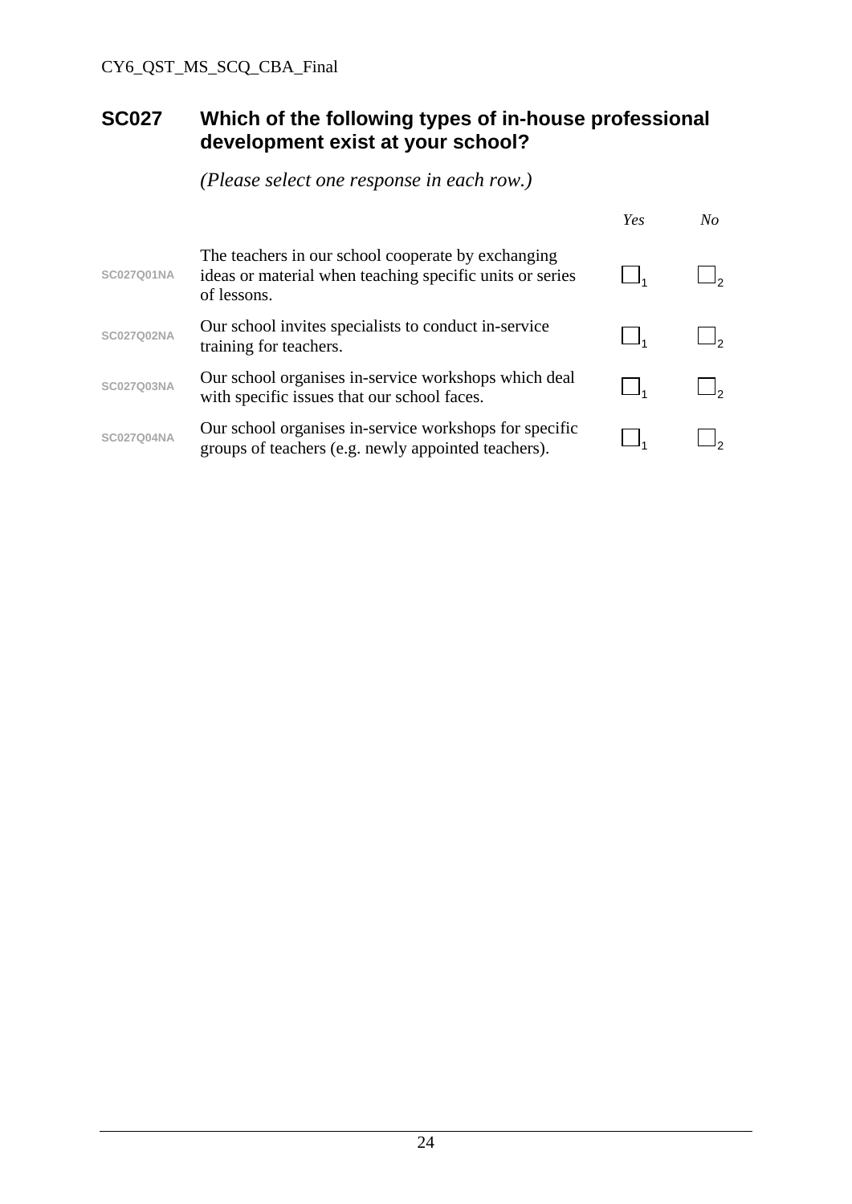## SC027 Which of the following types of in-house professional development exist at your school?

*(Please select one response in each row.)*

| | | *Yes* | *No* |
|---|---|---|---|
| SC027Q01NA | The teachers in our school cooperate by exchanging ideas or material when teaching specific units or series of lessons. | ☐1 | ☐2 |
| SC027Q02NA | Our school invites specialists to conduct in-service training for teachers. | ☐1 | ☐2 |
| SC027Q03NA | Our school organises in-service workshops which deal with specific issues that our school faces. | ☐1 | ☐2 |
| SC027Q04NA | Our school organises in-service workshops for specific groups of teachers (e.g. newly appointed teachers). | ☐1 | ☐2 |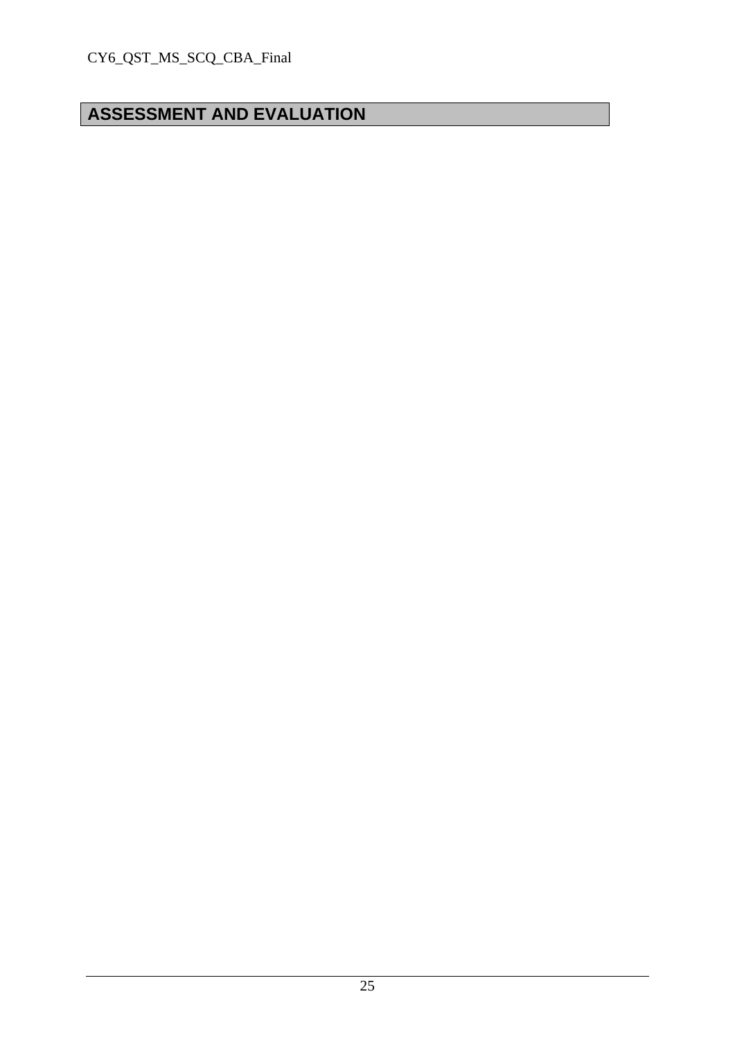# ASSESSMENT AND EVALUATION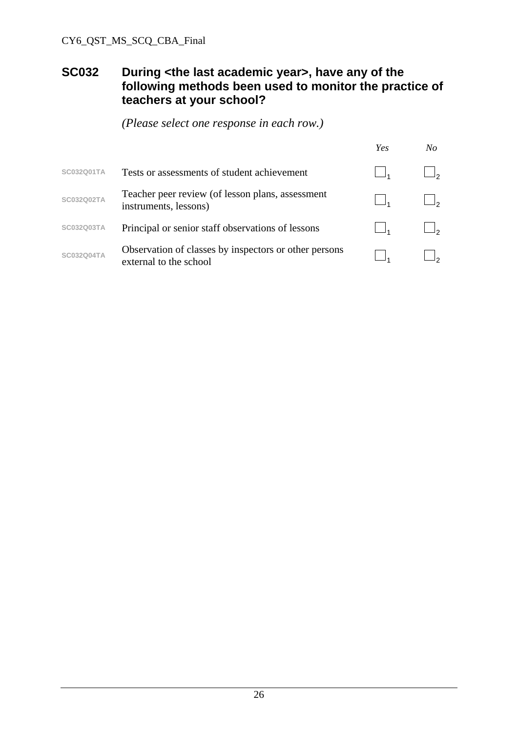## SC032 During <the last academic year>, have any of the following methods been used to monitor the practice of teachers at your school?

*(Please select one response in each row.)*

| | | *Yes* | *No* |
|---|---|---|---|
| SC032Q01TA | Tests or assessments of student achievement | ☐1 | ☐2 |
| SC032Q02TA | Teacher peer review (of lesson plans, assessment instruments, lessons) | ☐1 | ☐2 |
| SC032Q03TA | Principal or senior staff observations of lessons | ☐1 | ☐2 |
| SC032Q04TA | Observation of classes by inspectors or other persons external to the school | ☐1 | ☐2 |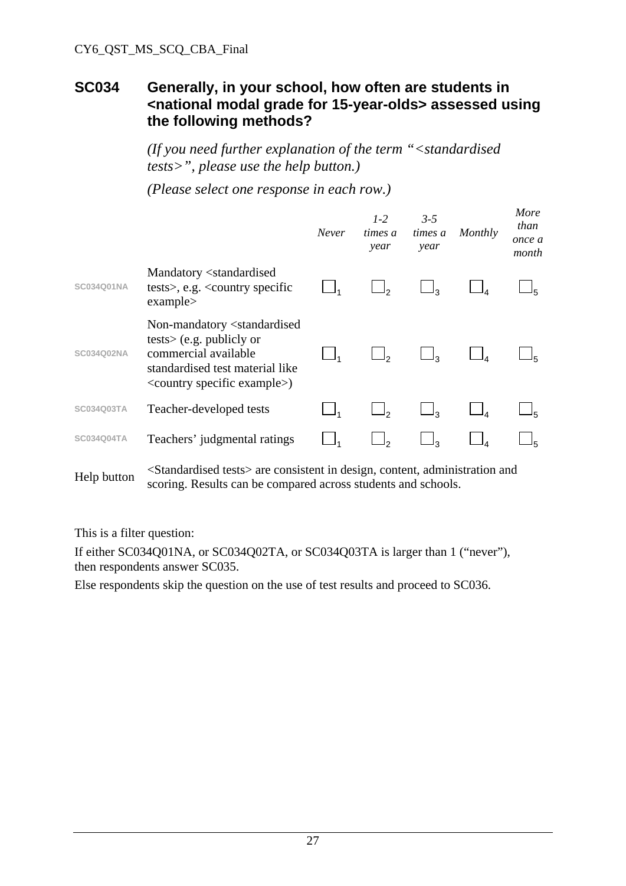## SC034 Generally, in your school, how often are students in <national modal grade for 15-year-olds> assessed using the following methods?

*(If you need further explanation of the term "<standardised tests>", please use the help button.)*

*(Please select one response in each row.)*

| | | *Never* | *1-2 times a year* | *3-5 times a year* | *Monthly* | *More than once a month* |
|---|---|---|---|---|---|---|
| SC034Q01NA | Mandatory <standardised tests>, e.g. <country specific example> | ☐1 | ☐2 | ☐3 | ☐4 | ☐5 |
| SC034Q02NA | Non-mandatory <standardised tests> (e.g. publicly or commercial available standardised test material like <country specific example>) | ☐1 | ☐2 | ☐3 | ☐4 | ☐5 |
| SC034Q03TA | Teacher-developed tests | ☐1 | ☐2 | ☐3 | ☐4 | ☐5 |
| SC034Q04TA | Teachers' judgmental ratings | ☐1 | ☐2 | ☐3 | ☐4 | ☐5 |

Help button: <Standardised tests> are consistent in design, content, administration and scoring. Results can be compared across students and schools.

This is a filter question:

If either SC034Q01NA, or SC034Q02TA, or SC034Q03TA is larger than 1 ("never"), then respondents answer SC035.

Else respondents skip the question on the use of test results and proceed to SC036.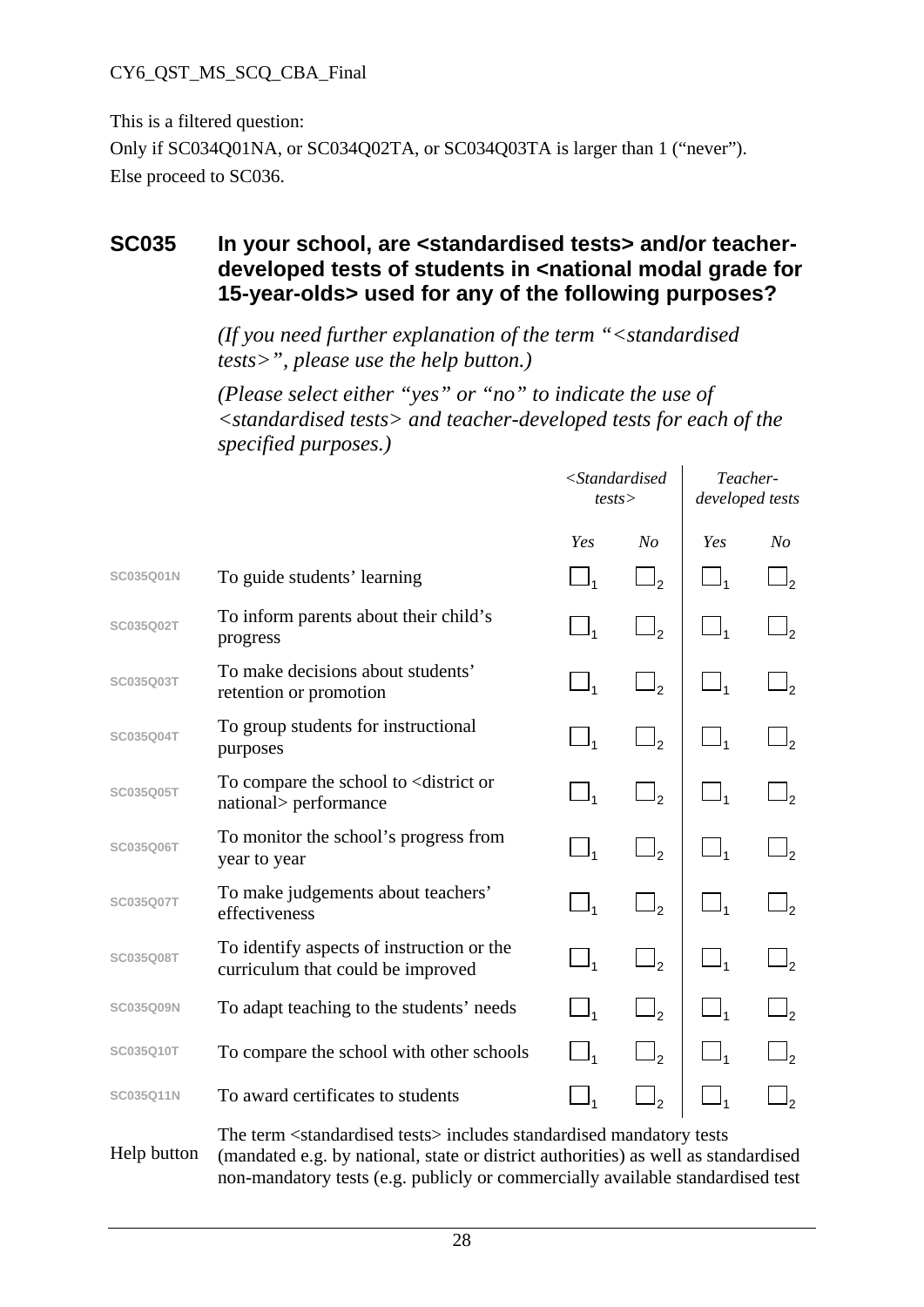This is a filtered question:

Only if SC034Q01NA, or SC034Q02TA, or SC034Q03TA is larger than 1 (“never”).

Else proceed to SC036.

## SC035 In your school, are <standardised tests> and/or teacher-developed tests of students in <national modal grade for 15-year-olds> used for any of the following purposes?

*(If you need further explanation of the term “<standardised tests>”, please use the help button.)*

*(Please select either “yes” or “no” to indicate the use of <standardised tests> and teacher-developed tests for each of the specified purposes.)*

| | | *<Standardised tests>* | | *Teacher-developed tests* | |
|---|---|---|---|---|---|
| | | *Yes* | *No* | *Yes* | *No* |
| SC035Q01N | To guide students’ learning | ☐1 | ☐2 | ☐1 | ☐2 |
| SC035Q02T | To inform parents about their child’s progress | ☐1 | ☐2 | ☐1 | ☐2 |
| SC035Q03T | To make decisions about students’ retention or promotion | ☐1 | ☐2 | ☐1 | ☐2 |
| SC035Q04T | To group students for instructional purposes | ☐1 | ☐2 | ☐1 | ☐2 |
| SC035Q05T | To compare the school to <district or national> performance | ☐1 | ☐2 | ☐1 | ☐2 |
| SC035Q06T | To monitor the school’s progress from year to year | ☐1 | ☐2 | ☐1 | ☐2 |
| SC035Q07T | To make judgements about teachers’ effectiveness | ☐1 | ☐2 | ☐1 | ☐2 |
| SC035Q08T | To identify aspects of instruction or the curriculum that could be improved | ☐1 | ☐2 | ☐1 | ☐2 |
| SC035Q09N | To adapt teaching to the students’ needs | ☐1 | ☐2 | ☐1 | ☐2 |
| SC035Q10T | To compare the school with other schools | ☐1 | ☐2 | ☐1 | ☐2 |
| SC035Q11N | To award certificates to students | ☐1 | ☐2 | ☐1 | ☐2 |

Help button: The term <standardised tests> includes standardised mandatory tests (mandated e.g. by national, state or district authorities) as well as standardised non-mandatory tests (e.g. publicly or commercially available standardised test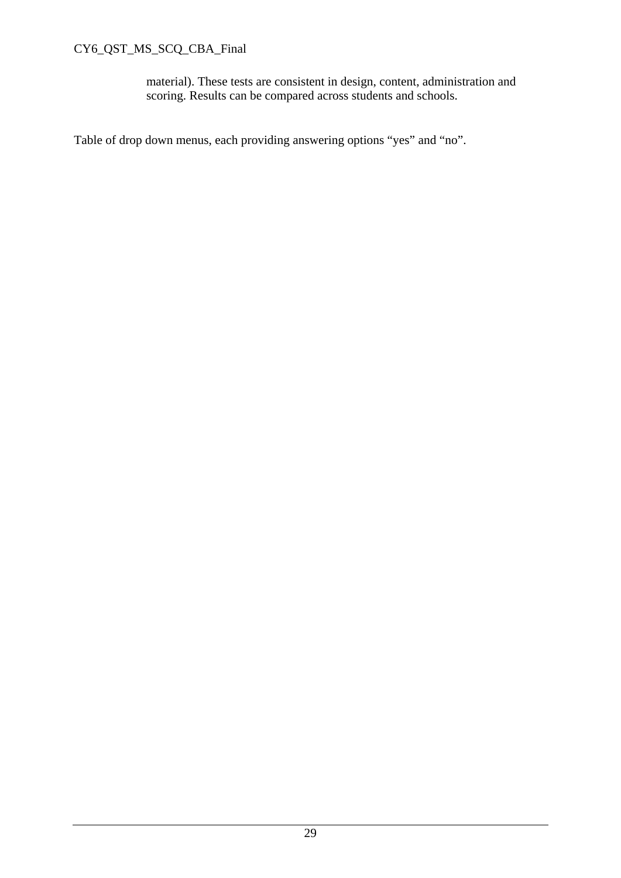material). These tests are consistent in design, content, administration and scoring. Results can be compared across students and schools.

Table of drop down menus, each providing answering options “yes” and “no”.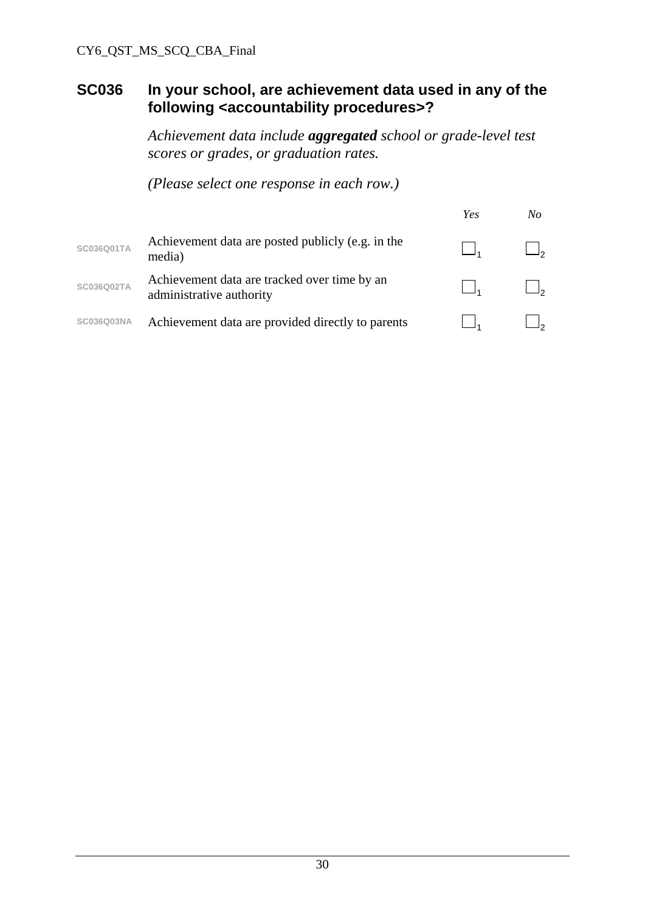## SC036 In your school, are achievement data used in any of the following <accountability procedures>?

*Achievement data include **aggregated** school or grade-level test scores or grades, or graduation rates.*

*(Please select one response in each row.)*

| | | *Yes* | *No* |
|---|---|---|---|
| SC036Q01TA | Achievement data are posted publicly (e.g. in the media) | ☐1 | ☐2 |
| SC036Q02TA | Achievement data are tracked over time by an administrative authority | ☐1 | ☐2 |
| SC036Q03NA | Achievement data are provided directly to parents | ☐1 | ☐2 |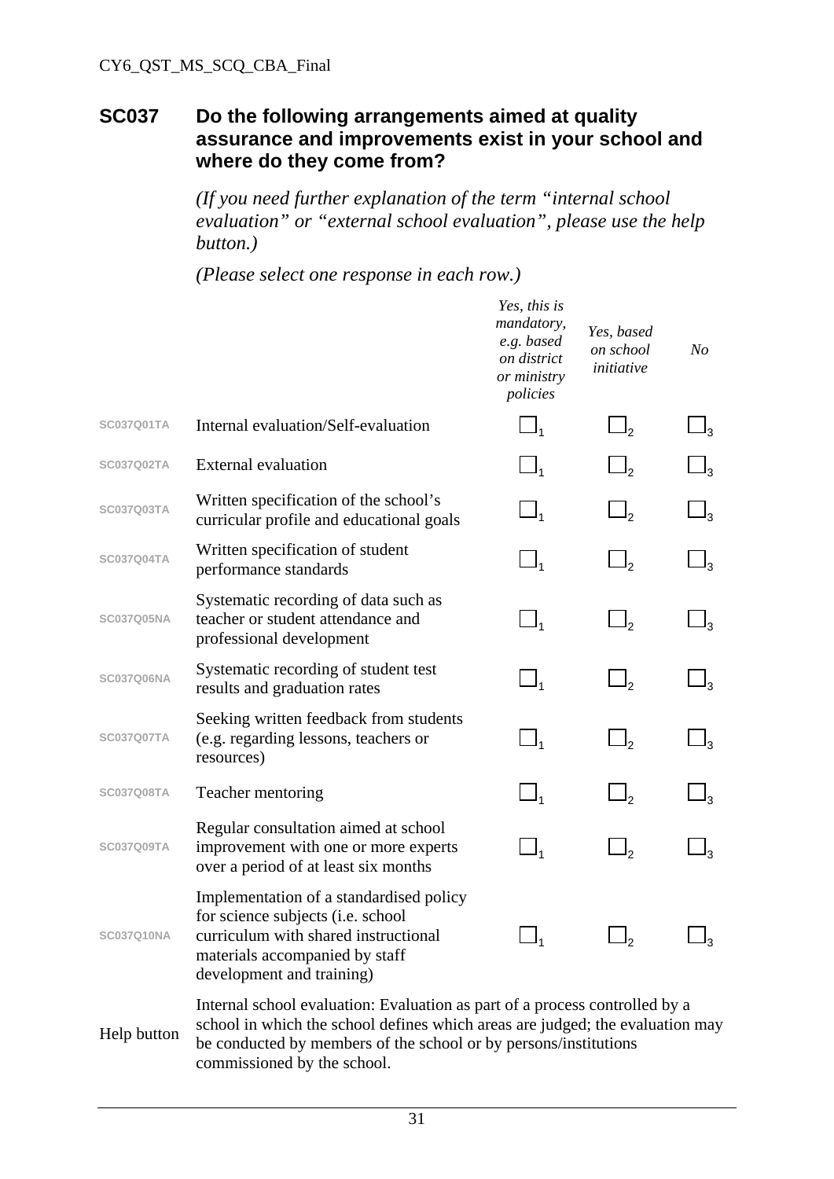## SC037 Do the following arrangements aimed at quality assurance and improvements exist in your school and where do they come from?

*(If you need further explanation of the term "internal school evaluation" or "external school evaluation", please use the help button.)*

*(Please select one response in each row.)*

| | | *Yes, this is mandatory, e.g. based on district or ministry policies* | *Yes, based on school initiative* | *No* |
|---|---|---|---|---|
| SC037Q01TA | Internal evaluation/Self-evaluation | ☐1 | ☐2 | ☐3 |
| SC037Q02TA | External evaluation | ☐1 | ☐2 | ☐3 |
| SC037Q03TA | Written specification of the school's curricular profile and educational goals | ☐1 | ☐2 | ☐3 |
| SC037Q04TA | Written specification of student performance standards | ☐1 | ☐2 | ☐3 |
| SC037Q05NA | Systematic recording of data such as teacher or student attendance and professional development | ☐1 | ☐2 | ☐3 |
| SC037Q06NA | Systematic recording of student test results and graduation rates | ☐1 | ☐2 | ☐3 |
| SC037Q07TA | Seeking written feedback from students (e.g. regarding lessons, teachers or resources) | ☐1 | ☐2 | ☐3 |
| SC037Q08TA | Teacher mentoring | ☐1 | ☐2 | ☐3 |
| SC037Q09TA | Regular consultation aimed at school improvement with one or more experts over a period of at least six months | ☐1 | ☐2 | ☐3 |
| SC037Q10NA | Implementation of a standardised policy for science subjects (i.e. school curriculum with shared instructional materials accompanied by staff development and training) | ☐1 | ☐2 | ☐3 |

Help button: Internal school evaluation: Evaluation as part of a process controlled by a school in which the school defines which areas are judged; the evaluation may be conducted by members of the school or by persons/institutions commissioned by the school.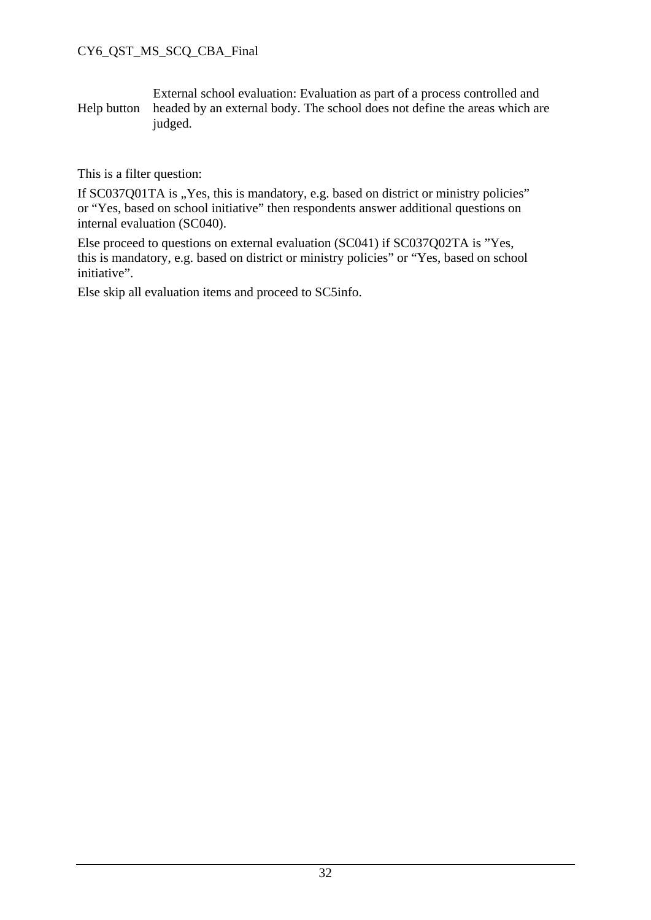| Help button | External school evaluation: Evaluation as part of a process controlled and headed by an external body. The school does not define the areas which are judged. |
|---|---|

This is a filter question:

If SC037Q01TA is „Yes, this is mandatory, e.g. based on district or ministry policies" or "Yes, based on school initiative" then respondents answer additional questions on internal evaluation (SC040).

Else proceed to questions on external evaluation (SC041) if SC037Q02TA is "Yes, this is mandatory, e.g. based on district or ministry policies" or "Yes, based on school initiative".

Else skip all evaluation items and proceed to SC5info.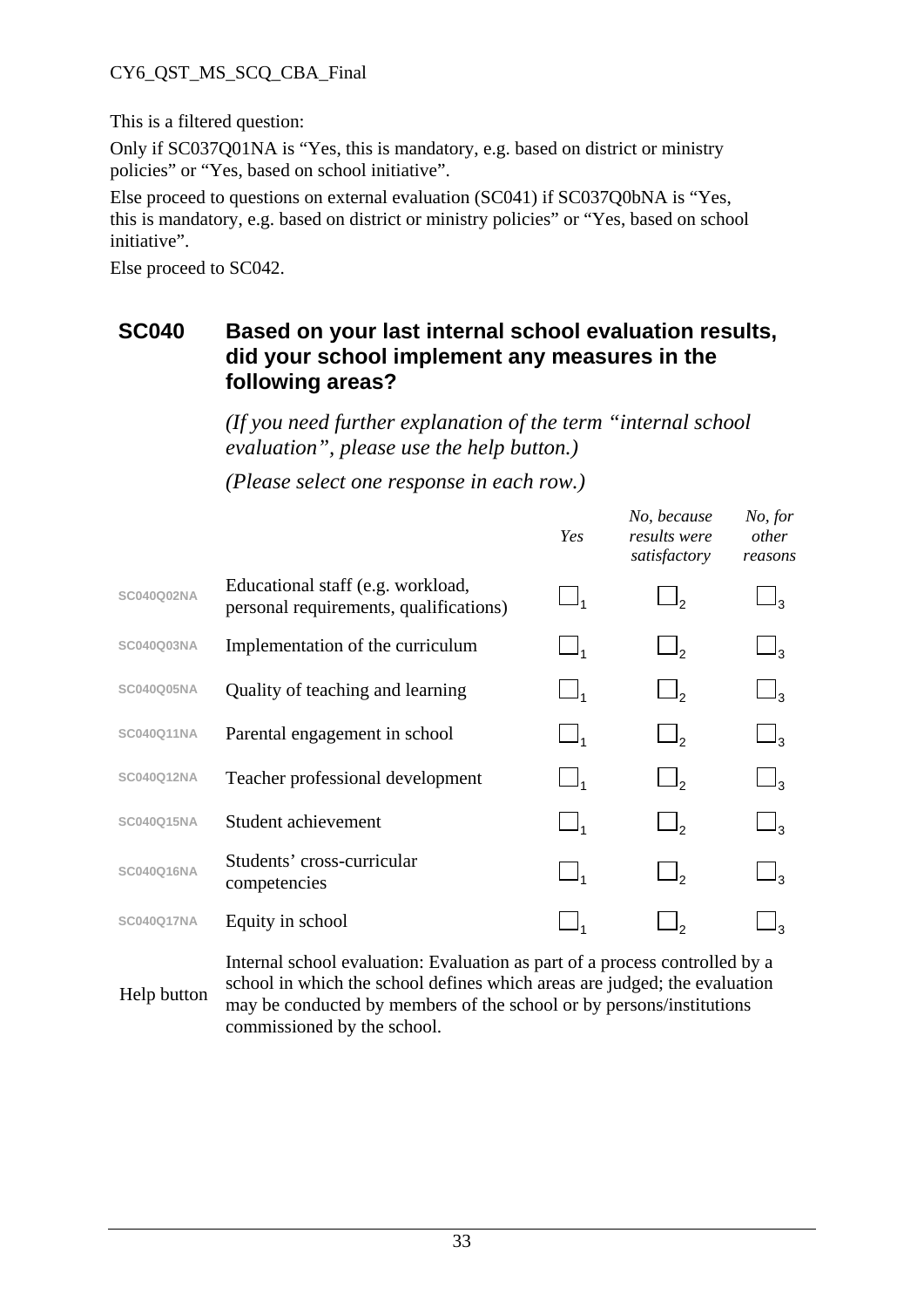This is a filtered question:

Only if SC037Q01NA is “Yes, this is mandatory, e.g. based on district or ministry policies” or “Yes, based on school initiative”.

Else proceed to questions on external evaluation (SC041) if SC037Q0bNA is “Yes, this is mandatory, e.g. based on district or ministry policies” or “Yes, based on school initiative”.

Else proceed to SC042.

## SC040 Based on your last internal school evaluation results, did your school implement any measures in the following areas?

*(If you need further explanation of the term “internal school evaluation”, please use the help button.)*

*(Please select one response in each row.)*

| | | *Yes* | *No, because results were satisfactory* | *No, for other reasons* |
|---|---|---|---|---|
| SC040Q02NA | Educational staff (e.g. workload, personal requirements, qualifications) | ☐1 | ☐2 | ☐3 |
| SC040Q03NA | Implementation of the curriculum | ☐1 | ☐2 | ☐3 |
| SC040Q05NA | Quality of teaching and learning | ☐1 | ☐2 | ☐3 |
| SC040Q11NA | Parental engagement in school | ☐1 | ☐2 | ☐3 |
| SC040Q12NA | Teacher professional development | ☐1 | ☐2 | ☐3 |
| SC040Q15NA | Student achievement | ☐1 | ☐2 | ☐3 |
| SC040Q16NA | Students’ cross-curricular competencies | ☐1 | ☐2 | ☐3 |
| SC040Q17NA | Equity in school | ☐1 | ☐2 | ☐3 |

Help button: Internal school evaluation: Evaluation as part of a process controlled by a school in which the school defines which areas are judged; the evaluation may be conducted by members of the school or by persons/institutions commissioned by the school.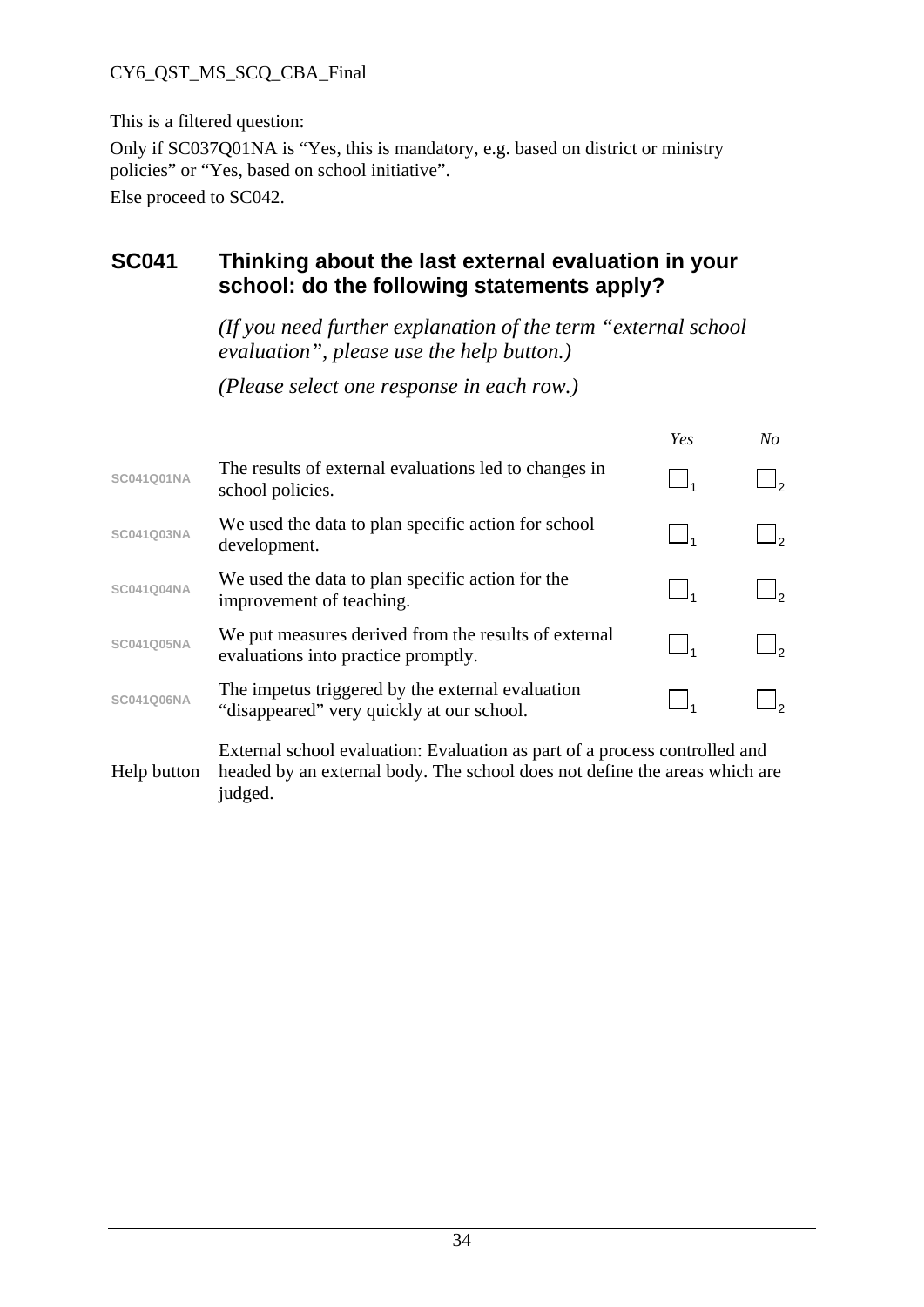This is a filtered question:

Only if SC037Q01NA is “Yes, this is mandatory, e.g. based on district or ministry policies” or “Yes, based on school initiative”.

Else proceed to SC042.

## SC041 Thinking about the last external evaluation in your school: do the following statements apply?

*(If you need further explanation of the term “external school evaluation”, please use the help button.)*

*(Please select one response in each row.)*

| | | *Yes* | *No* |
|---|---|---|---|
| SC041Q01NA | The results of external evaluations led to changes in school policies. | ☐1 | ☐2 |
| SC041Q03NA | We used the data to plan specific action for school development. | ☐1 | ☐2 |
| SC041Q04NA | We used the data to plan specific action for the improvement of teaching. | ☐1 | ☐2 |
| SC041Q05NA | We put measures derived from the results of external evaluations into practice promptly. | ☐1 | ☐2 |
| SC041Q06NA | The impetus triggered by the external evaluation “disappeared” very quickly at our school. | ☐1 | ☐2 |

Help button: External school evaluation: Evaluation as part of a process controlled and headed by an external body. The school does not define the areas which are judged.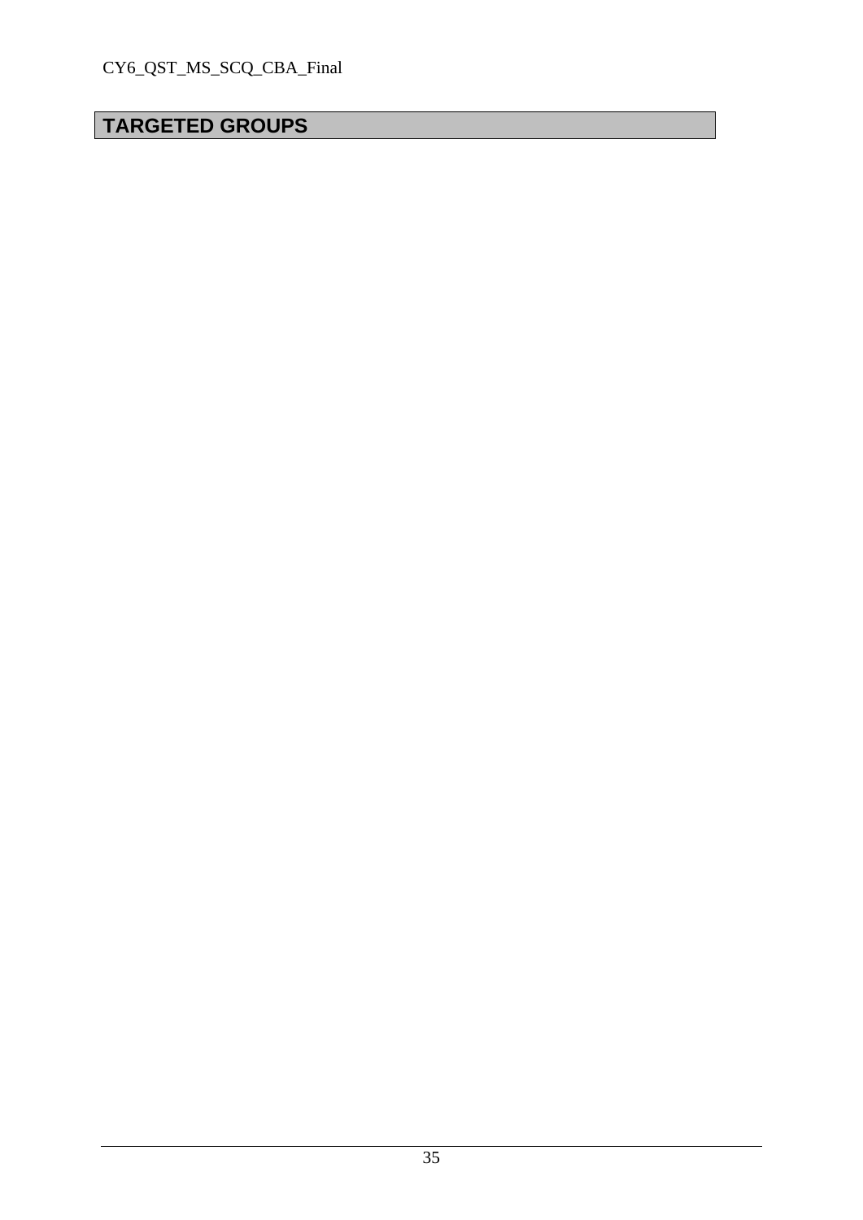# TARGETED GROUPS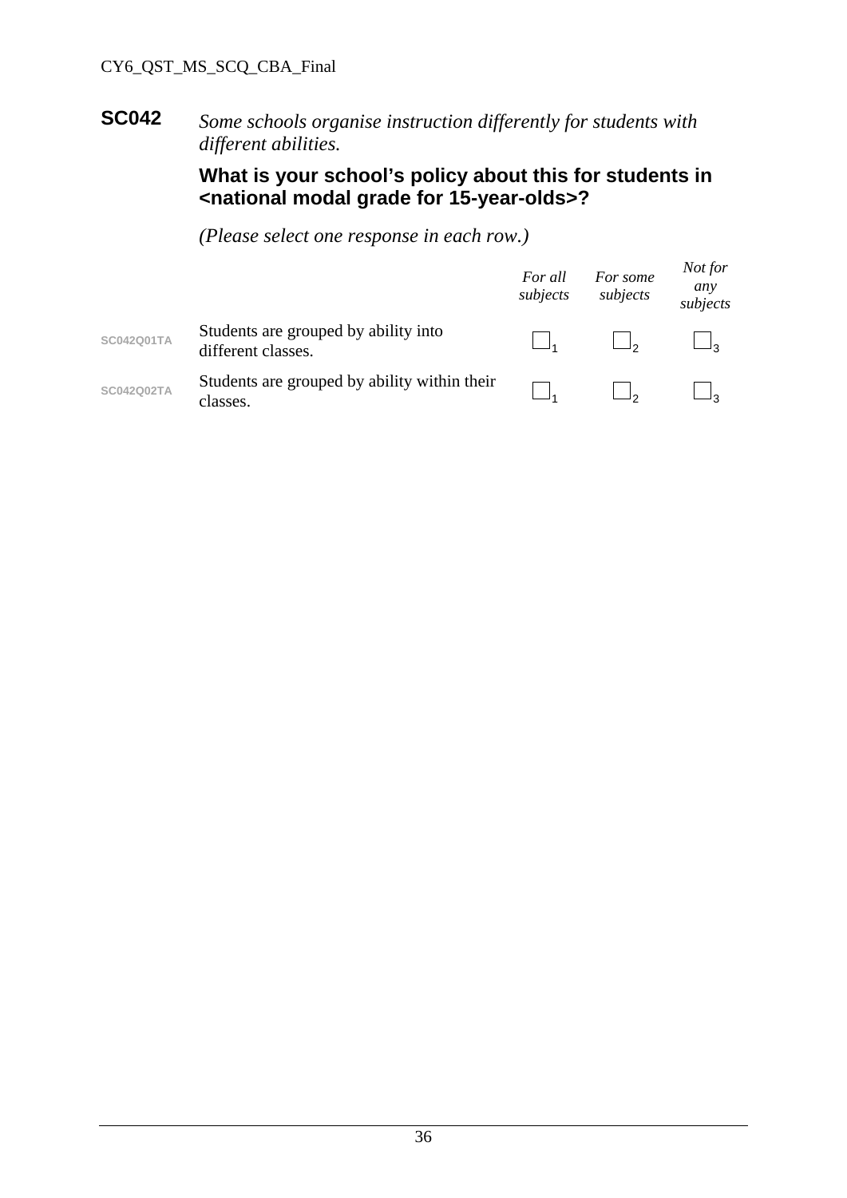**SC042** *Some schools organise instruction differently for students with different abilities.*

**What is your school's policy about this for students in <national modal grade for 15-year-olds>?**

*(Please select one response in each row.)*

| | | *For all subjects* | *For some subjects* | *Not for any subjects* |
|---|---|---|---|---|
| SC042Q01TA | Students are grouped by ability into different classes. | ☐1 | ☐2 | ☐3 |
| SC042Q02TA | Students are grouped by ability within their classes. | ☐1 | ☐2 | ☐3 |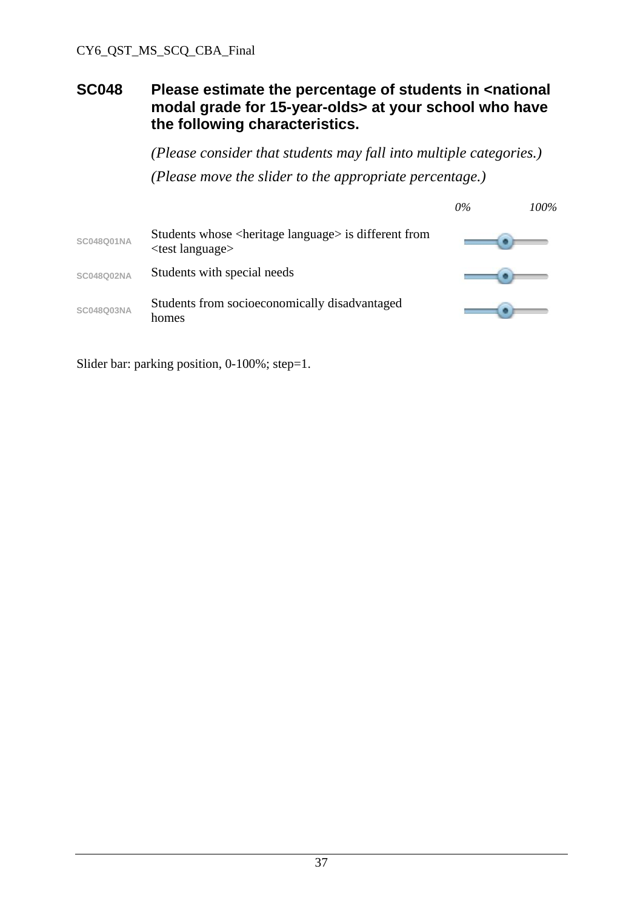## SC048 Please estimate the percentage of students in <national modal grade for 15-year-olds> at your school who have the following characteristics.

*(Please consider that students may fall into multiple categories.)*

*(Please move the slider to the appropriate percentage.)*

| | | *0%* — *100%* |
|---|---|---|
| SC048Q01NA | Students whose <heritage language> is different from <test language> | slider |
| SC048Q02NA | Students with special needs | slider |
| SC048Q03NA | Students from socioeconomically disadvantaged homes | slider |

Slider bar: parking position, 0-100%; step=1.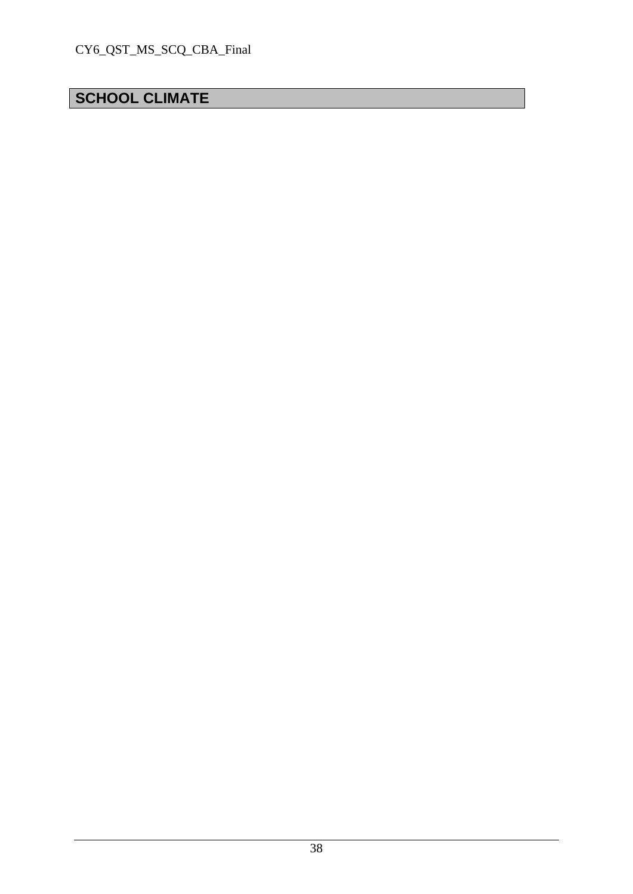# SCHOOL CLIMATE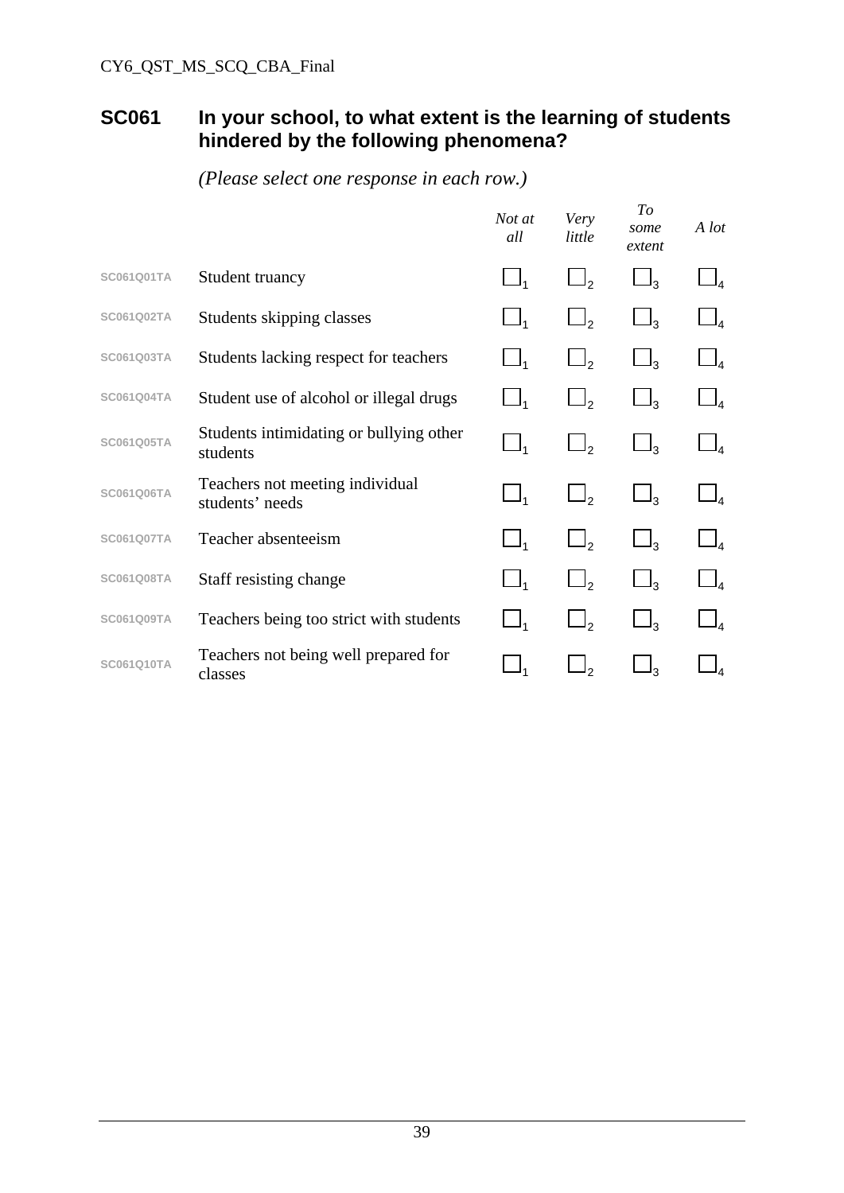## SC061 In your school, to what extent is the learning of students hindered by the following phenomena?

*(Please select one response in each row.)*

| | | *Not at all* | *Very little* | *To some extent* | *A lot* |
|---|---|---|---|---|---|
| SC061Q01TA | Student truancy | ☐1 | ☐2 | ☐3 | ☐4 |
| SC061Q02TA | Students skipping classes | ☐1 | ☐2 | ☐3 | ☐4 |
| SC061Q03TA | Students lacking respect for teachers | ☐1 | ☐2 | ☐3 | ☐4 |
| SC061Q04TA | Student use of alcohol or illegal drugs | ☐1 | ☐2 | ☐3 | ☐4 |
| SC061Q05TA | Students intimidating or bullying other students | ☐1 | ☐2 | ☐3 | ☐4 |
| SC061Q06TA | Teachers not meeting individual students' needs | ☐1 | ☐2 | ☐3 | ☐4 |
| SC061Q07TA | Teacher absenteeism | ☐1 | ☐2 | ☐3 | ☐4 |
| SC061Q08TA | Staff resisting change | ☐1 | ☐2 | ☐3 | ☐4 |
| SC061Q09TA | Teachers being too strict with students | ☐1 | ☐2 | ☐3 | ☐4 |
| SC061Q10TA | Teachers not being well prepared for classes | ☐1 | ☐2 | ☐3 | ☐4 |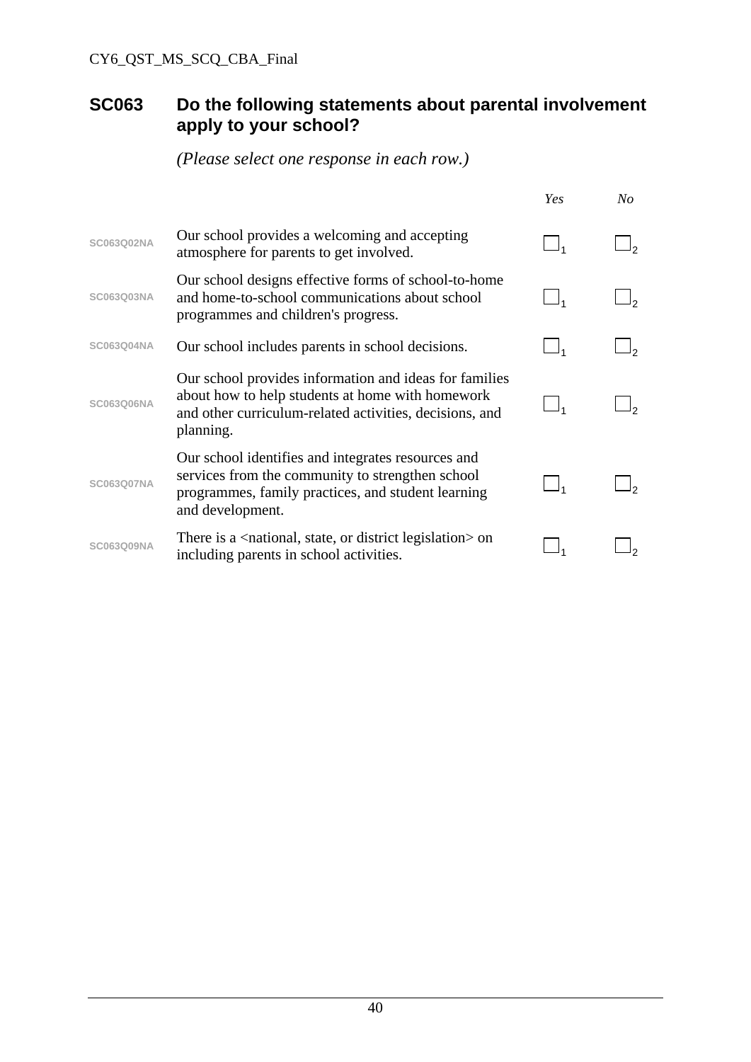## SC063 Do the following statements about parental involvement apply to your school?

*(Please select one response in each row.)*

| | | *Yes* | *No* |
|---|---|---|---|
| SC063Q02NA | Our school provides a welcoming and accepting atmosphere for parents to get involved. | ☐1 | ☐2 |
| SC063Q03NA | Our school designs effective forms of school-to-home and home-to-school communications about school programmes and children's progress. | ☐1 | ☐2 |
| SC063Q04NA | Our school includes parents in school decisions. | ☐1 | ☐2 |
| SC063Q06NA | Our school provides information and ideas for families about how to help students at home with homework and other curriculum-related activities, decisions, and planning. | ☐1 | ☐2 |
| SC063Q07NA | Our school identifies and integrates resources and services from the community to strengthen school programmes, family practices, and student learning and development. | ☐1 | ☐2 |
| SC063Q09NA | There is a <national, state, or district legislation> on including parents in school activities. | ☐1 | ☐2 |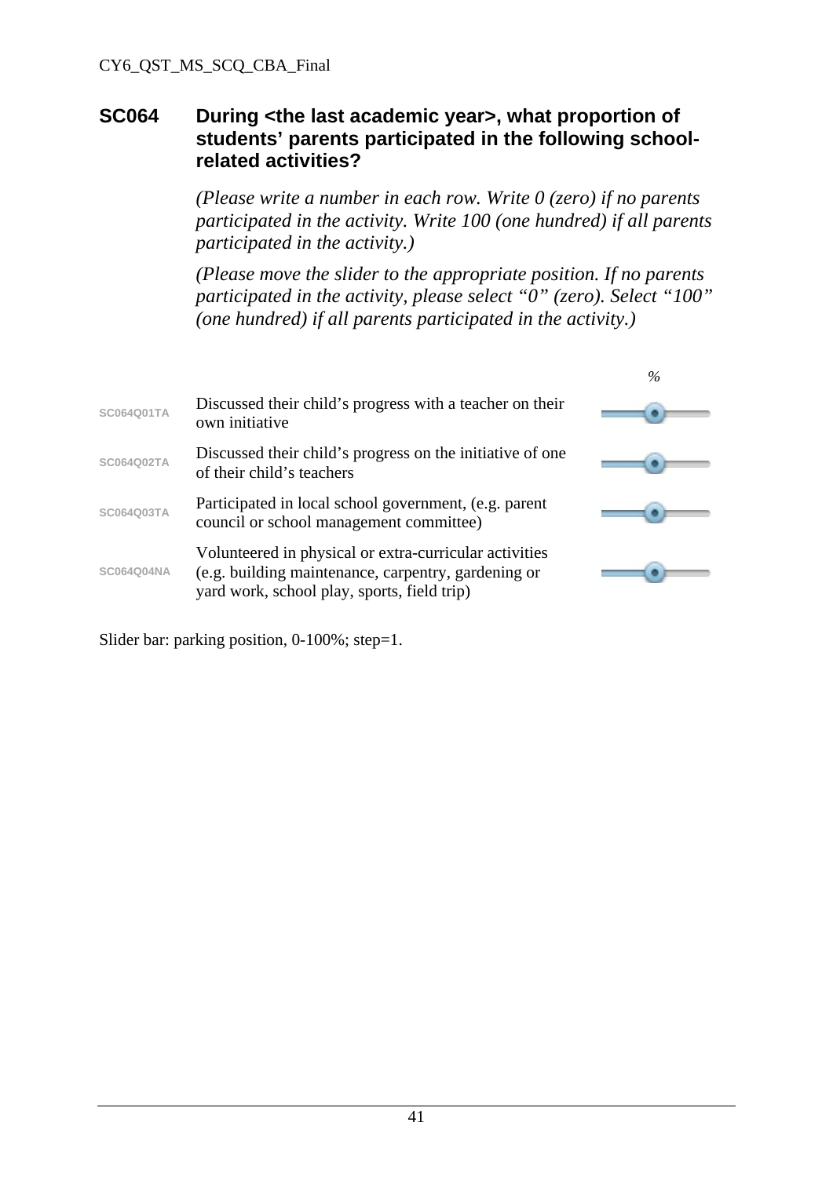## SC064 During <the last academic year>, what proportion of students' parents participated in the following school-related activities?

*(Please write a number in each row. Write 0 (zero) if no parents participated in the activity. Write 100 (one hundred) if all parents participated in the activity.)*

*(Please move the slider to the appropriate position. If no parents participated in the activity, please select "0" (zero). Select "100" (one hundred) if all parents participated in the activity.)*

| | | *%* |
|---|---|---|
| SC064Q01TA | Discussed their child's progress with a teacher on their own initiative | |
| SC064Q02TA | Discussed their child's progress on the initiative of one of their child's teachers | |
| SC064Q03TA | Participated in local school government, (e.g. parent council or school management committee) | |
| SC064Q04NA | Volunteered in physical or extra-curricular activities (e.g. building maintenance, carpentry, gardening or yard work, school play, sports, field trip) | |

Slider bar: parking position, 0-100%; step=1.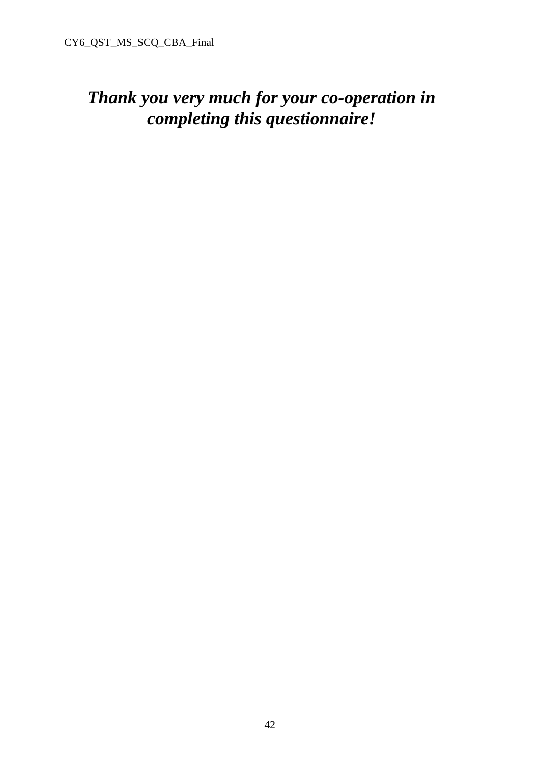***Thank you very much for your co-operation in completing this questionnaire!***